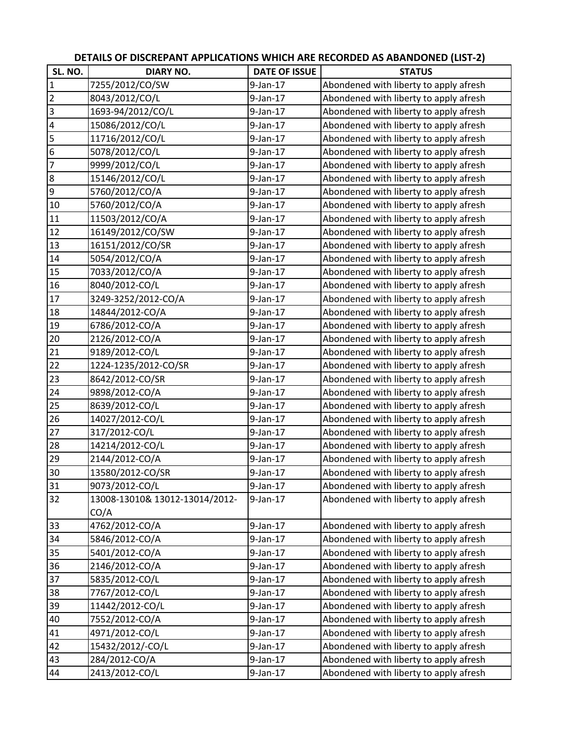## DETAILS OF DISCREPANT APPLICATIONS WHICH ARE RECORDED AS ABANDONED (LIST-2)

| SL. NO. | DIARY NO. | DATE OF ISSUE | STATUS |
|---|---|---|---|
| 1 | 7255/2012/CO/SW | 9-Jan-17 | Abondened with liberty to apply afresh |
| 2 | 8043/2012/CO/L | 9-Jan-17 | Abondened with liberty to apply afresh |
| 3 | 1693-94/2012/CO/L | 9-Jan-17 | Abondened with liberty to apply afresh |
| 4 | 15086/2012/CO/L | 9-Jan-17 | Abondened with liberty to apply afresh |
| 5 | 11716/2012/CO/L | 9-Jan-17 | Abondened with liberty to apply afresh |
| 6 | 5078/2012/CO/L | 9-Jan-17 | Abondened with liberty to apply afresh |
| 7 | 9999/2012/CO/L | 9-Jan-17 | Abondened with liberty to apply afresh |
| 8 | 15146/2012/CO/L | 9-Jan-17 | Abondened with liberty to apply afresh |
| 9 | 5760/2012/CO/A | 9-Jan-17 | Abondened with liberty to apply afresh |
| 10 | 5760/2012/CO/A | 9-Jan-17 | Abondened with liberty to apply afresh |
| 11 | 11503/2012/CO/A | 9-Jan-17 | Abondened with liberty to apply afresh |
| 12 | 16149/2012/CO/SW | 9-Jan-17 | Abondened with liberty to apply afresh |
| 13 | 16151/2012/CO/SR | 9-Jan-17 | Abondened with liberty to apply afresh |
| 14 | 5054/2012/CO/A | 9-Jan-17 | Abondened with liberty to apply afresh |
| 15 | 7033/2012/CO/A | 9-Jan-17 | Abondened with liberty to apply afresh |
| 16 | 8040/2012-CO/L | 9-Jan-17 | Abondened with liberty to apply afresh |
| 17 | 3249-3252/2012-CO/A | 9-Jan-17 | Abondened with liberty to apply afresh |
| 18 | 14844/2012-CO/A | 9-Jan-17 | Abondened with liberty to apply afresh |
| 19 | 6786/2012-CO/A | 9-Jan-17 | Abondened with liberty to apply afresh |
| 20 | 2126/2012-CO/A | 9-Jan-17 | Abondened with liberty to apply afresh |
| 21 | 9189/2012-CO/L | 9-Jan-17 | Abondened with liberty to apply afresh |
| 22 | 1224-1235/2012-CO/SR | 9-Jan-17 | Abondened with liberty to apply afresh |
| 23 | 8642/2012-CO/SR | 9-Jan-17 | Abondened with liberty to apply afresh |
| 24 | 9898/2012-CO/A | 9-Jan-17 | Abondened with liberty to apply afresh |
| 25 | 8639/2012-CO/L | 9-Jan-17 | Abondened with liberty to apply afresh |
| 26 | 14027/2012-CO/L | 9-Jan-17 | Abondened with liberty to apply afresh |
| 27 | 317/2012-CO/L | 9-Jan-17 | Abondened with liberty to apply afresh |
| 28 | 14214/2012-CO/L | 9-Jan-17 | Abondened with liberty to apply afresh |
| 29 | 2144/2012-CO/A | 9-Jan-17 | Abondened with liberty to apply afresh |
| 30 | 13580/2012-CO/SR | 9-Jan-17 | Abondened with liberty to apply afresh |
| 31 | 9073/2012-CO/L | 9-Jan-17 | Abondened with liberty to apply afresh |
| 32 | 13008-13010& 13012-13014/2012-CO/A | 9-Jan-17 | Abondened with liberty to apply afresh |
| 33 | 4762/2012-CO/A | 9-Jan-17 | Abondened with liberty to apply afresh |
| 34 | 5846/2012-CO/A | 9-Jan-17 | Abondened with liberty to apply afresh |
| 35 | 5401/2012-CO/A | 9-Jan-17 | Abondened with liberty to apply afresh |
| 36 | 2146/2012-CO/A | 9-Jan-17 | Abondened with liberty to apply afresh |
| 37 | 5835/2012-CO/L | 9-Jan-17 | Abondened with liberty to apply afresh |
| 38 | 7767/2012-CO/L | 9-Jan-17 | Abondened with liberty to apply afresh |
| 39 | 11442/2012-CO/L | 9-Jan-17 | Abondened with liberty to apply afresh |
| 40 | 7552/2012-CO/A | 9-Jan-17 | Abondened with liberty to apply afresh |
| 41 | 4971/2012-CO/L | 9-Jan-17 | Abondened with liberty to apply afresh |
| 42 | 15432/2012/-CO/L | 9-Jan-17 | Abondened with liberty to apply afresh |
| 43 | 284/2012-CO/A | 9-Jan-17 | Abondened with liberty to apply afresh |
| 44 | 2413/2012-CO/L | 9-Jan-17 | Abondened with liberty to apply afresh |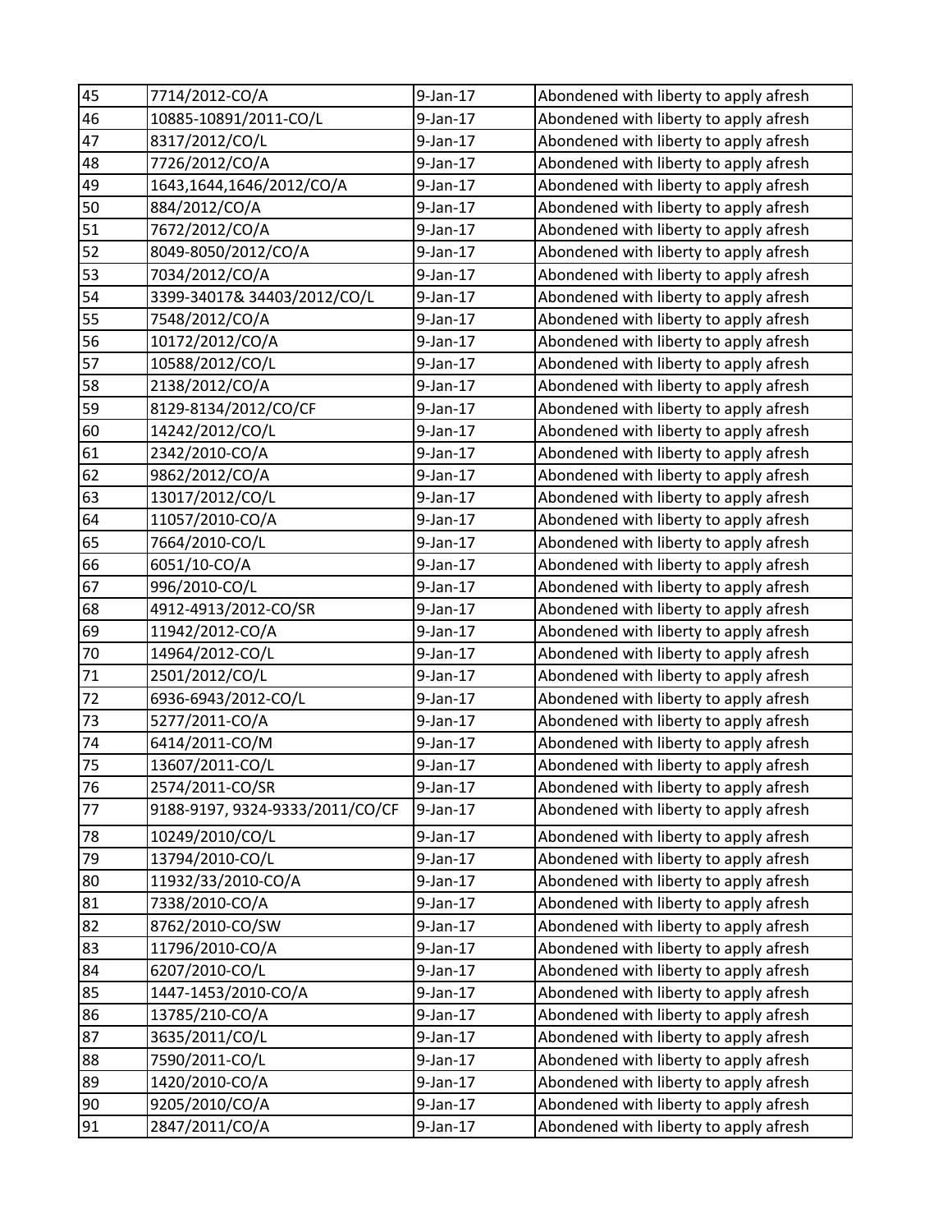| | | | |
|---|---|---|---|
| 45 | 7714/2012-CO/A | 9-Jan-17 | Abondened with liberty to apply afresh |
| 46 | 10885-10891/2011-CO/L | 9-Jan-17 | Abondened with liberty to apply afresh |
| 47 | 8317/2012/CO/L | 9-Jan-17 | Abondened with liberty to apply afresh |
| 48 | 7726/2012/CO/A | 9-Jan-17 | Abondened with liberty to apply afresh |
| 49 | 1643,1644,1646/2012/CO/A | 9-Jan-17 | Abondened with liberty to apply afresh |
| 50 | 884/2012/CO/A | 9-Jan-17 | Abondened with liberty to apply afresh |
| 51 | 7672/2012/CO/A | 9-Jan-17 | Abondened with liberty to apply afresh |
| 52 | 8049-8050/2012/CO/A | 9-Jan-17 | Abondened with liberty to apply afresh |
| 53 | 7034/2012/CO/A | 9-Jan-17 | Abondened with liberty to apply afresh |
| 54 | 3399-34017& 34403/2012/CO/L | 9-Jan-17 | Abondened with liberty to apply afresh |
| 55 | 7548/2012/CO/A | 9-Jan-17 | Abondened with liberty to apply afresh |
| 56 | 10172/2012/CO/A | 9-Jan-17 | Abondened with liberty to apply afresh |
| 57 | 10588/2012/CO/L | 9-Jan-17 | Abondened with liberty to apply afresh |
| 58 | 2138/2012/CO/A | 9-Jan-17 | Abondened with liberty to apply afresh |
| 59 | 8129-8134/2012/CO/CF | 9-Jan-17 | Abondened with liberty to apply afresh |
| 60 | 14242/2012/CO/L | 9-Jan-17 | Abondened with liberty to apply afresh |
| 61 | 2342/2010-CO/A | 9-Jan-17 | Abondened with liberty to apply afresh |
| 62 | 9862/2012/CO/A | 9-Jan-17 | Abondened with liberty to apply afresh |
| 63 | 13017/2012/CO/L | 9-Jan-17 | Abondened with liberty to apply afresh |
| 64 | 11057/2010-CO/A | 9-Jan-17 | Abondened with liberty to apply afresh |
| 65 | 7664/2010-CO/L | 9-Jan-17 | Abondened with liberty to apply afresh |
| 66 | 6051/10-CO/A | 9-Jan-17 | Abondened with liberty to apply afresh |
| 67 | 996/2010-CO/L | 9-Jan-17 | Abondened with liberty to apply afresh |
| 68 | 4912-4913/2012-CO/SR | 9-Jan-17 | Abondened with liberty to apply afresh |
| 69 | 11942/2012-CO/A | 9-Jan-17 | Abondened with liberty to apply afresh |
| 70 | 14964/2012-CO/L | 9-Jan-17 | Abondened with liberty to apply afresh |
| 71 | 2501/2012/CO/L | 9-Jan-17 | Abondened with liberty to apply afresh |
| 72 | 6936-6943/2012-CO/L | 9-Jan-17 | Abondened with liberty to apply afresh |
| 73 | 5277/2011-CO/A | 9-Jan-17 | Abondened with liberty to apply afresh |
| 74 | 6414/2011-CO/M | 9-Jan-17 | Abondened with liberty to apply afresh |
| 75 | 13607/2011-CO/L | 9-Jan-17 | Abondened with liberty to apply afresh |
| 76 | 2574/2011-CO/SR | 9-Jan-17 | Abondened with liberty to apply afresh |
| 77 | 9188-9197, 9324-9333/2011/CO/CF | 9-Jan-17 | Abondened with liberty to apply afresh |
| 78 | 10249/2010/CO/L | 9-Jan-17 | Abondened with liberty to apply afresh |
| 79 | 13794/2010-CO/L | 9-Jan-17 | Abondened with liberty to apply afresh |
| 80 | 11932/33/2010-CO/A | 9-Jan-17 | Abondened with liberty to apply afresh |
| 81 | 7338/2010-CO/A | 9-Jan-17 | Abondened with liberty to apply afresh |
| 82 | 8762/2010-CO/SW | 9-Jan-17 | Abondened with liberty to apply afresh |
| 83 | 11796/2010-CO/A | 9-Jan-17 | Abondened with liberty to apply afresh |
| 84 | 6207/2010-CO/L | 9-Jan-17 | Abondened with liberty to apply afresh |
| 85 | 1447-1453/2010-CO/A | 9-Jan-17 | Abondened with liberty to apply afresh |
| 86 | 13785/210-CO/A | 9-Jan-17 | Abondened with liberty to apply afresh |
| 87 | 3635/2011/CO/L | 9-Jan-17 | Abondened with liberty to apply afresh |
| 88 | 7590/2011-CO/L | 9-Jan-17 | Abondened with liberty to apply afresh |
| 89 | 1420/2010-CO/A | 9-Jan-17 | Abondened with liberty to apply afresh |
| 90 | 9205/2010/CO/A | 9-Jan-17 | Abondened with liberty to apply afresh |
| 91 | 2847/2011/CO/A | 9-Jan-17 | Abondened with liberty to apply afresh |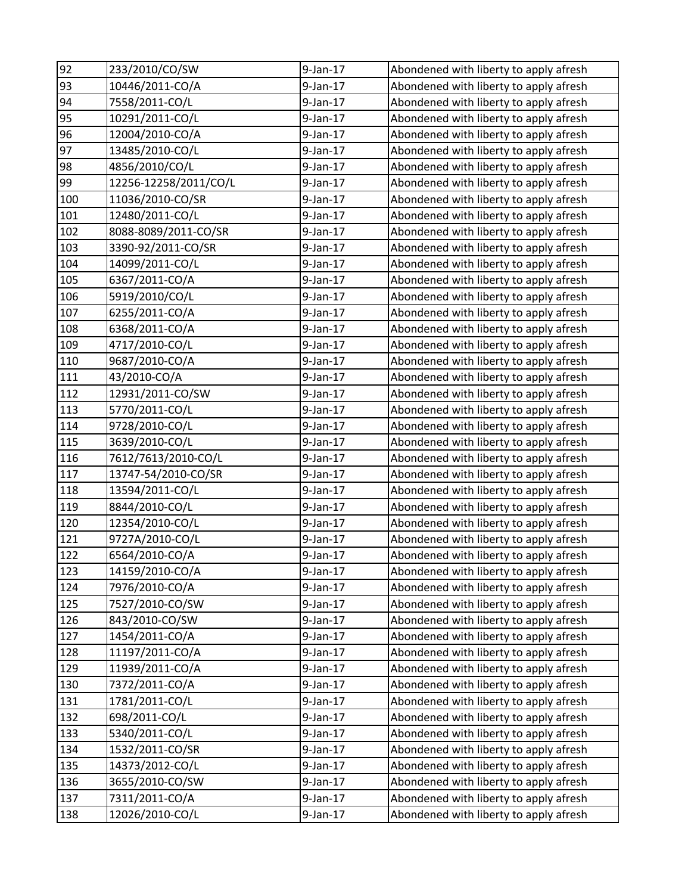| 92 | 233/2010/CO/SW | 9-Jan-17 | Abondened with liberty to apply afresh |
|---|---|---|---|
| 93 | 10446/2011-CO/A | 9-Jan-17 | Abondened with liberty to apply afresh |
| 94 | 7558/2011-CO/L | 9-Jan-17 | Abondened with liberty to apply afresh |
| 95 | 10291/2011-CO/L | 9-Jan-17 | Abondened with liberty to apply afresh |
| 96 | 12004/2010-CO/A | 9-Jan-17 | Abondened with liberty to apply afresh |
| 97 | 13485/2010-CO/L | 9-Jan-17 | Abondened with liberty to apply afresh |
| 98 | 4856/2010/CO/L | 9-Jan-17 | Abondened with liberty to apply afresh |
| 99 | 12256-12258/2011/CO/L | 9-Jan-17 | Abondened with liberty to apply afresh |
| 100 | 11036/2010-CO/SR | 9-Jan-17 | Abondened with liberty to apply afresh |
| 101 | 12480/2011-CO/L | 9-Jan-17 | Abondened with liberty to apply afresh |
| 102 | 8088-8089/2011-CO/SR | 9-Jan-17 | Abondened with liberty to apply afresh |
| 103 | 3390-92/2011-CO/SR | 9-Jan-17 | Abondened with liberty to apply afresh |
| 104 | 14099/2011-CO/L | 9-Jan-17 | Abondened with liberty to apply afresh |
| 105 | 6367/2011-CO/A | 9-Jan-17 | Abondened with liberty to apply afresh |
| 106 | 5919/2010/CO/L | 9-Jan-17 | Abondened with liberty to apply afresh |
| 107 | 6255/2011-CO/A | 9-Jan-17 | Abondened with liberty to apply afresh |
| 108 | 6368/2011-CO/A | 9-Jan-17 | Abondened with liberty to apply afresh |
| 109 | 4717/2010-CO/L | 9-Jan-17 | Abondened with liberty to apply afresh |
| 110 | 9687/2010-CO/A | 9-Jan-17 | Abondened with liberty to apply afresh |
| 111 | 43/2010-CO/A | 9-Jan-17 | Abondened with liberty to apply afresh |
| 112 | 12931/2011-CO/SW | 9-Jan-17 | Abondened with liberty to apply afresh |
| 113 | 5770/2011-CO/L | 9-Jan-17 | Abondened with liberty to apply afresh |
| 114 | 9728/2010-CO/L | 9-Jan-17 | Abondened with liberty to apply afresh |
| 115 | 3639/2010-CO/L | 9-Jan-17 | Abondened with liberty to apply afresh |
| 116 | 7612/7613/2010-CO/L | 9-Jan-17 | Abondened with liberty to apply afresh |
| 117 | 13747-54/2010-CO/SR | 9-Jan-17 | Abondened with liberty to apply afresh |
| 118 | 13594/2011-CO/L | 9-Jan-17 | Abondened with liberty to apply afresh |
| 119 | 8844/2010-CO/L | 9-Jan-17 | Abondened with liberty to apply afresh |
| 120 | 12354/2010-CO/L | 9-Jan-17 | Abondened with liberty to apply afresh |
| 121 | 9727A/2010-CO/L | 9-Jan-17 | Abondened with liberty to apply afresh |
| 122 | 6564/2010-CO/A | 9-Jan-17 | Abondened with liberty to apply afresh |
| 123 | 14159/2010-CO/A | 9-Jan-17 | Abondened with liberty to apply afresh |
| 124 | 7976/2010-CO/A | 9-Jan-17 | Abondened with liberty to apply afresh |
| 125 | 7527/2010-CO/SW | 9-Jan-17 | Abondened with liberty to apply afresh |
| 126 | 843/2010-CO/SW | 9-Jan-17 | Abondened with liberty to apply afresh |
| 127 | 1454/2011-CO/A | 9-Jan-17 | Abondened with liberty to apply afresh |
| 128 | 11197/2011-CO/A | 9-Jan-17 | Abondened with liberty to apply afresh |
| 129 | 11939/2011-CO/A | 9-Jan-17 | Abondened with liberty to apply afresh |
| 130 | 7372/2011-CO/A | 9-Jan-17 | Abondened with liberty to apply afresh |
| 131 | 1781/2011-CO/L | 9-Jan-17 | Abondened with liberty to apply afresh |
| 132 | 698/2011-CO/L | 9-Jan-17 | Abondened with liberty to apply afresh |
| 133 | 5340/2011-CO/L | 9-Jan-17 | Abondened with liberty to apply afresh |
| 134 | 1532/2011-CO/SR | 9-Jan-17 | Abondened with liberty to apply afresh |
| 135 | 14373/2012-CO/L | 9-Jan-17 | Abondened with liberty to apply afresh |
| 136 | 3655/2010-CO/SW | 9-Jan-17 | Abondened with liberty to apply afresh |
| 137 | 7311/2011-CO/A | 9-Jan-17 | Abondened with liberty to apply afresh |
| 138 | 12026/2010-CO/L | 9-Jan-17 | Abondened with liberty to apply afresh |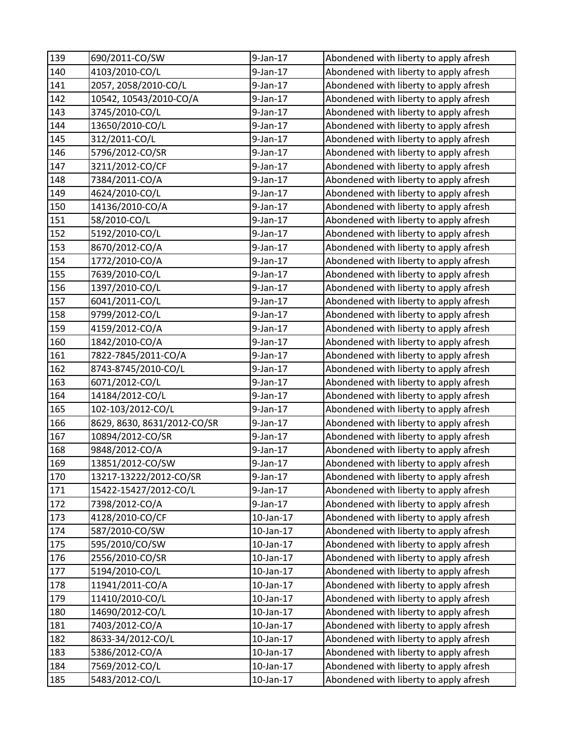| 139 | 690/2011-CO/SW | 9-Jan-17 | Abondened with liberty to apply afresh |
|---|---|---|---|
| 140 | 4103/2010-CO/L | 9-Jan-17 | Abondened with liberty to apply afresh |
| 141 | 2057, 2058/2010-CO/L | 9-Jan-17 | Abondened with liberty to apply afresh |
| 142 | 10542, 10543/2010-CO/A | 9-Jan-17 | Abondened with liberty to apply afresh |
| 143 | 3745/2010-CO/L | 9-Jan-17 | Abondened with liberty to apply afresh |
| 144 | 13650/2010-CO/L | 9-Jan-17 | Abondened with liberty to apply afresh |
| 145 | 312/2011-CO/L | 9-Jan-17 | Abondened with liberty to apply afresh |
| 146 | 5796/2012-CO/SR | 9-Jan-17 | Abondened with liberty to apply afresh |
| 147 | 3211/2012-CO/CF | 9-Jan-17 | Abondened with liberty to apply afresh |
| 148 | 7384/2011-CO/A | 9-Jan-17 | Abondened with liberty to apply afresh |
| 149 | 4624/2010-CO/L | 9-Jan-17 | Abondened with liberty to apply afresh |
| 150 | 14136/2010-CO/A | 9-Jan-17 | Abondened with liberty to apply afresh |
| 151 | 58/2010-CO/L | 9-Jan-17 | Abondened with liberty to apply afresh |
| 152 | 5192/2010-CO/L | 9-Jan-17 | Abondened with liberty to apply afresh |
| 153 | 8670/2012-CO/A | 9-Jan-17 | Abondened with liberty to apply afresh |
| 154 | 1772/2010-CO/A | 9-Jan-17 | Abondened with liberty to apply afresh |
| 155 | 7639/2010-CO/L | 9-Jan-17 | Abondened with liberty to apply afresh |
| 156 | 1397/2010-CO/L | 9-Jan-17 | Abondened with liberty to apply afresh |
| 157 | 6041/2011-CO/L | 9-Jan-17 | Abondened with liberty to apply afresh |
| 158 | 9799/2012-CO/L | 9-Jan-17 | Abondened with liberty to apply afresh |
| 159 | 4159/2012-CO/A | 9-Jan-17 | Abondened with liberty to apply afresh |
| 160 | 1842/2010-CO/A | 9-Jan-17 | Abondened with liberty to apply afresh |
| 161 | 7822-7845/2011-CO/A | 9-Jan-17 | Abondened with liberty to apply afresh |
| 162 | 8743-8745/2010-CO/L | 9-Jan-17 | Abondened with liberty to apply afresh |
| 163 | 6071/2012-CO/L | 9-Jan-17 | Abondened with liberty to apply afresh |
| 164 | 14184/2012-CO/L | 9-Jan-17 | Abondened with liberty to apply afresh |
| 165 | 102-103/2012-CO/L | 9-Jan-17 | Abondened with liberty to apply afresh |
| 166 | 8629, 8630, 8631/2012-CO/SR | 9-Jan-17 | Abondened with liberty to apply afresh |
| 167 | 10894/2012-CO/SR | 9-Jan-17 | Abondened with liberty to apply afresh |
| 168 | 9848/2012-CO/A | 9-Jan-17 | Abondened with liberty to apply afresh |
| 169 | 13851/2012-CO/SW | 9-Jan-17 | Abondened with liberty to apply afresh |
| 170 | 13217-13222/2012-CO/SR | 9-Jan-17 | Abondened with liberty to apply afresh |
| 171 | 15422-15427/2012-CO/L | 9-Jan-17 | Abondened with liberty to apply afresh |
| 172 | 7398/2012-CO/A | 9-Jan-17 | Abondened with liberty to apply afresh |
| 173 | 4128/2010-CO/CF | 10-Jan-17 | Abondened with liberty to apply afresh |
| 174 | 587/2010-CO/SW | 10-Jan-17 | Abondened with liberty to apply afresh |
| 175 | 595/2010/CO/SW | 10-Jan-17 | Abondened with liberty to apply afresh |
| 176 | 2556/2010-CO/SR | 10-Jan-17 | Abondened with liberty to apply afresh |
| 177 | 5194/2010-CO/L | 10-Jan-17 | Abondened with liberty to apply afresh |
| 178 | 11941/2011-CO/A | 10-Jan-17 | Abondened with liberty to apply afresh |
| 179 | 11410/2010-CO/L | 10-Jan-17 | Abondened with liberty to apply afresh |
| 180 | 14690/2012-CO/L | 10-Jan-17 | Abondened with liberty to apply afresh |
| 181 | 7403/2012-CO/A | 10-Jan-17 | Abondened with liberty to apply afresh |
| 182 | 8633-34/2012-CO/L | 10-Jan-17 | Abondened with liberty to apply afresh |
| 183 | 5386/2012-CO/A | 10-Jan-17 | Abondened with liberty to apply afresh |
| 184 | 7569/2012-CO/L | 10-Jan-17 | Abondened with liberty to apply afresh |
| 185 | 5483/2012-CO/L | 10-Jan-17 | Abondened with liberty to apply afresh |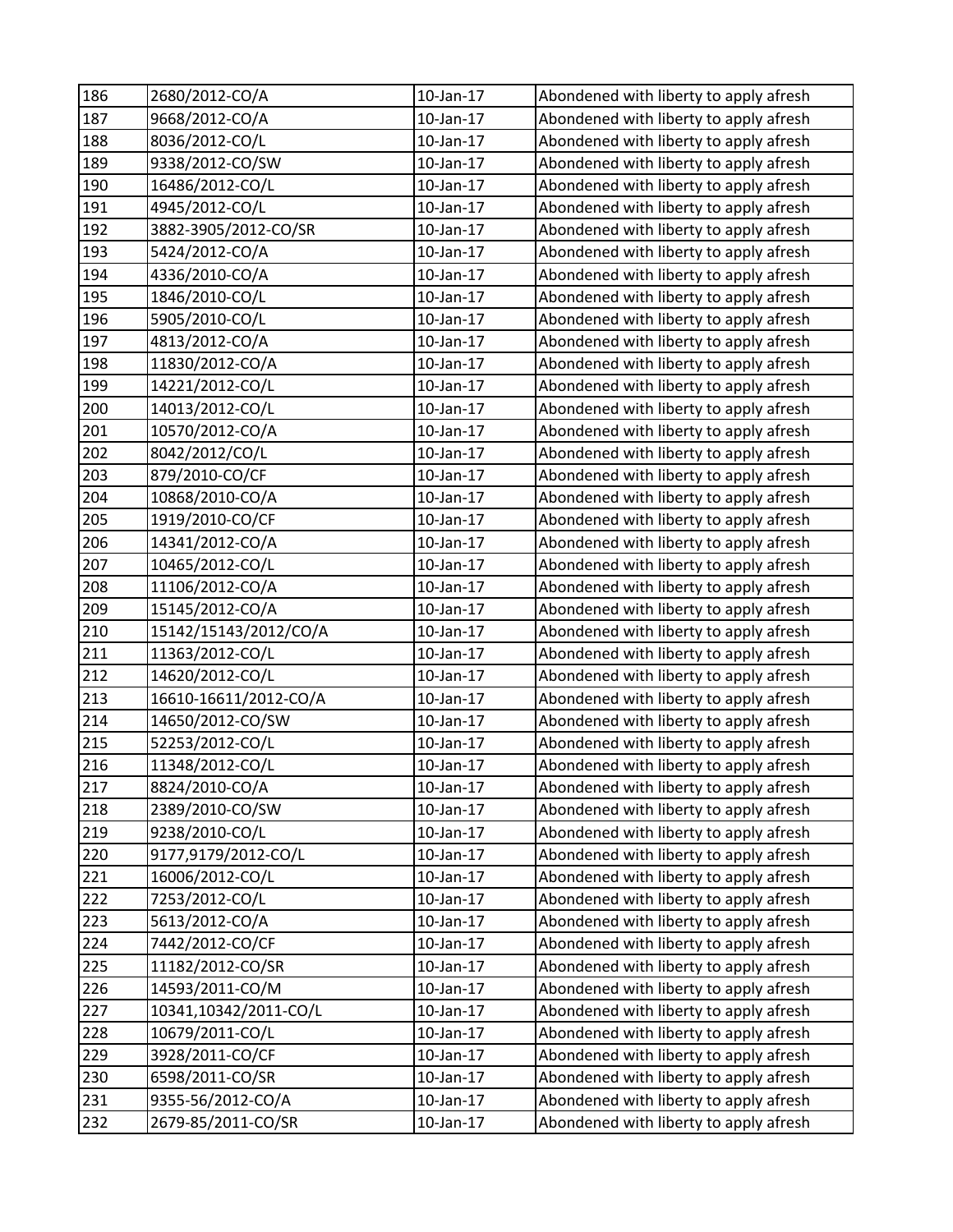| 186 | 2680/2012-CO/A | 10-Jan-17 | Abondened with liberty to apply afresh |
|---|---|---|---|
| 187 | 9668/2012-CO/A | 10-Jan-17 | Abondened with liberty to apply afresh |
| 188 | 8036/2012-CO/L | 10-Jan-17 | Abondened with liberty to apply afresh |
| 189 | 9338/2012-CO/SW | 10-Jan-17 | Abondened with liberty to apply afresh |
| 190 | 16486/2012-CO/L | 10-Jan-17 | Abondened with liberty to apply afresh |
| 191 | 4945/2012-CO/L | 10-Jan-17 | Abondened with liberty to apply afresh |
| 192 | 3882-3905/2012-CO/SR | 10-Jan-17 | Abondened with liberty to apply afresh |
| 193 | 5424/2012-CO/A | 10-Jan-17 | Abondened with liberty to apply afresh |
| 194 | 4336/2010-CO/A | 10-Jan-17 | Abondened with liberty to apply afresh |
| 195 | 1846/2010-CO/L | 10-Jan-17 | Abondened with liberty to apply afresh |
| 196 | 5905/2010-CO/L | 10-Jan-17 | Abondened with liberty to apply afresh |
| 197 | 4813/2012-CO/A | 10-Jan-17 | Abondened with liberty to apply afresh |
| 198 | 11830/2012-CO/A | 10-Jan-17 | Abondened with liberty to apply afresh |
| 199 | 14221/2012-CO/L | 10-Jan-17 | Abondened with liberty to apply afresh |
| 200 | 14013/2012-CO/L | 10-Jan-17 | Abondened with liberty to apply afresh |
| 201 | 10570/2012-CO/A | 10-Jan-17 | Abondened with liberty to apply afresh |
| 202 | 8042/2012/CO/L | 10-Jan-17 | Abondened with liberty to apply afresh |
| 203 | 879/2010-CO/CF | 10-Jan-17 | Abondened with liberty to apply afresh |
| 204 | 10868/2010-CO/A | 10-Jan-17 | Abondened with liberty to apply afresh |
| 205 | 1919/2010-CO/CF | 10-Jan-17 | Abondened with liberty to apply afresh |
| 206 | 14341/2012-CO/A | 10-Jan-17 | Abondened with liberty to apply afresh |
| 207 | 10465/2012-CO/L | 10-Jan-17 | Abondened with liberty to apply afresh |
| 208 | 11106/2012-CO/A | 10-Jan-17 | Abondened with liberty to apply afresh |
| 209 | 15145/2012-CO/A | 10-Jan-17 | Abondened with liberty to apply afresh |
| 210 | 15142/15143/2012/CO/A | 10-Jan-17 | Abondened with liberty to apply afresh |
| 211 | 11363/2012-CO/L | 10-Jan-17 | Abondened with liberty to apply afresh |
| 212 | 14620/2012-CO/L | 10-Jan-17 | Abondened with liberty to apply afresh |
| 213 | 16610-16611/2012-CO/A | 10-Jan-17 | Abondened with liberty to apply afresh |
| 214 | 14650/2012-CO/SW | 10-Jan-17 | Abondened with liberty to apply afresh |
| 215 | 52253/2012-CO/L | 10-Jan-17 | Abondened with liberty to apply afresh |
| 216 | 11348/2012-CO/L | 10-Jan-17 | Abondened with liberty to apply afresh |
| 217 | 8824/2010-CO/A | 10-Jan-17 | Abondened with liberty to apply afresh |
| 218 | 2389/2010-CO/SW | 10-Jan-17 | Abondened with liberty to apply afresh |
| 219 | 9238/2010-CO/L | 10-Jan-17 | Abondened with liberty to apply afresh |
| 220 | 9177,9179/2012-CO/L | 10-Jan-17 | Abondened with liberty to apply afresh |
| 221 | 16006/2012-CO/L | 10-Jan-17 | Abondened with liberty to apply afresh |
| 222 | 7253/2012-CO/L | 10-Jan-17 | Abondened with liberty to apply afresh |
| 223 | 5613/2012-CO/A | 10-Jan-17 | Abondened with liberty to apply afresh |
| 224 | 7442/2012-CO/CF | 10-Jan-17 | Abondened with liberty to apply afresh |
| 225 | 11182/2012-CO/SR | 10-Jan-17 | Abondened with liberty to apply afresh |
| 226 | 14593/2011-CO/M | 10-Jan-17 | Abondened with liberty to apply afresh |
| 227 | 10341,10342/2011-CO/L | 10-Jan-17 | Abondened with liberty to apply afresh |
| 228 | 10679/2011-CO/L | 10-Jan-17 | Abondened with liberty to apply afresh |
| 229 | 3928/2011-CO/CF | 10-Jan-17 | Abondened with liberty to apply afresh |
| 230 | 6598/2011-CO/SR | 10-Jan-17 | Abondened with liberty to apply afresh |
| 231 | 9355-56/2012-CO/A | 10-Jan-17 | Abondened with liberty to apply afresh |
| 232 | 2679-85/2011-CO/SR | 10-Jan-17 | Abondened with liberty to apply afresh |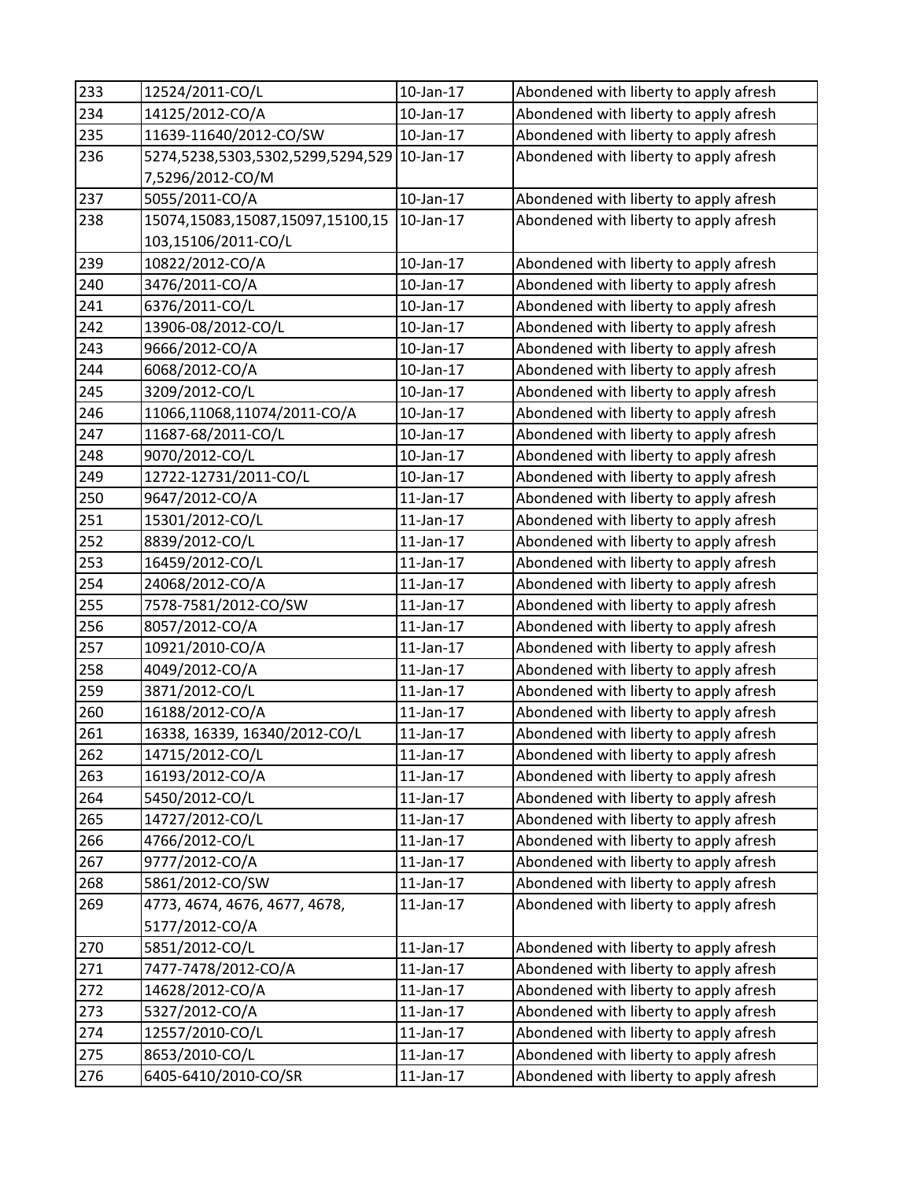| 233 | 12524/2011-CO/L | 10-Jan-17 | Abondened with liberty to apply afresh |
|---|---|---|---|
| 234 | 14125/2012-CO/A | 10-Jan-17 | Abondened with liberty to apply afresh |
| 235 | 11639-11640/2012-CO/SW | 10-Jan-17 | Abondened with liberty to apply afresh |
| 236 | 5274,5238,5303,5302,5299,5294,5297,5296/2012-CO/M | 10-Jan-17 | Abondened with liberty to apply afresh |
| 237 | 5055/2011-CO/A | 10-Jan-17 | Abondened with liberty to apply afresh |
| 238 | 15074,15083,15087,15097,15100,15103,15106/2011-CO/L | 10-Jan-17 | Abondened with liberty to apply afresh |
| 239 | 10822/2012-CO/A | 10-Jan-17 | Abondened with liberty to apply afresh |
| 240 | 3476/2011-CO/A | 10-Jan-17 | Abondened with liberty to apply afresh |
| 241 | 6376/2011-CO/L | 10-Jan-17 | Abondened with liberty to apply afresh |
| 242 | 13906-08/2012-CO/L | 10-Jan-17 | Abondened with liberty to apply afresh |
| 243 | 9666/2012-CO/A | 10-Jan-17 | Abondened with liberty to apply afresh |
| 244 | 6068/2012-CO/A | 10-Jan-17 | Abondened with liberty to apply afresh |
| 245 | 3209/2012-CO/L | 10-Jan-17 | Abondened with liberty to apply afresh |
| 246 | 11066,11068,11074/2011-CO/A | 10-Jan-17 | Abondened with liberty to apply afresh |
| 247 | 11687-68/2011-CO/L | 10-Jan-17 | Abondened with liberty to apply afresh |
| 248 | 9070/2012-CO/L | 10-Jan-17 | Abondened with liberty to apply afresh |
| 249 | 12722-12731/2011-CO/L | 10-Jan-17 | Abondened with liberty to apply afresh |
| 250 | 9647/2012-CO/A | 11-Jan-17 | Abondened with liberty to apply afresh |
| 251 | 15301/2012-CO/L | 11-Jan-17 | Abondened with liberty to apply afresh |
| 252 | 8839/2012-CO/L | 11-Jan-17 | Abondened with liberty to apply afresh |
| 253 | 16459/2012-CO/L | 11-Jan-17 | Abondened with liberty to apply afresh |
| 254 | 24068/2012-CO/A | 11-Jan-17 | Abondened with liberty to apply afresh |
| 255 | 7578-7581/2012-CO/SW | 11-Jan-17 | Abondened with liberty to apply afresh |
| 256 | 8057/2012-CO/A | 11-Jan-17 | Abondened with liberty to apply afresh |
| 257 | 10921/2010-CO/A | 11-Jan-17 | Abondened with liberty to apply afresh |
| 258 | 4049/2012-CO/A | 11-Jan-17 | Abondened with liberty to apply afresh |
| 259 | 3871/2012-CO/L | 11-Jan-17 | Abondened with liberty to apply afresh |
| 260 | 16188/2012-CO/A | 11-Jan-17 | Abondened with liberty to apply afresh |
| 261 | 16338, 16339, 16340/2012-CO/L | 11-Jan-17 | Abondened with liberty to apply afresh |
| 262 | 14715/2012-CO/L | 11-Jan-17 | Abondened with liberty to apply afresh |
| 263 | 16193/2012-CO/A | 11-Jan-17 | Abondened with liberty to apply afresh |
| 264 | 5450/2012-CO/L | 11-Jan-17 | Abondened with liberty to apply afresh |
| 265 | 14727/2012-CO/L | 11-Jan-17 | Abondened with liberty to apply afresh |
| 266 | 4766/2012-CO/L | 11-Jan-17 | Abondened with liberty to apply afresh |
| 267 | 9777/2012-CO/A | 11-Jan-17 | Abondened with liberty to apply afresh |
| 268 | 5861/2012-CO/SW | 11-Jan-17 | Abondened with liberty to apply afresh |
| 269 | 4773, 4674, 4676, 4677, 4678, 5177/2012-CO/A | 11-Jan-17 | Abondened with liberty to apply afresh |
| 270 | 5851/2012-CO/L | 11-Jan-17 | Abondened with liberty to apply afresh |
| 271 | 7477-7478/2012-CO/A | 11-Jan-17 | Abondened with liberty to apply afresh |
| 272 | 14628/2012-CO/A | 11-Jan-17 | Abondened with liberty to apply afresh |
| 273 | 5327/2012-CO/A | 11-Jan-17 | Abondened with liberty to apply afresh |
| 274 | 12557/2010-CO/L | 11-Jan-17 | Abondened with liberty to apply afresh |
| 275 | 8653/2010-CO/L | 11-Jan-17 | Abondened with liberty to apply afresh |
| 276 | 6405-6410/2010-CO/SR | 11-Jan-17 | Abondened with liberty to apply afresh |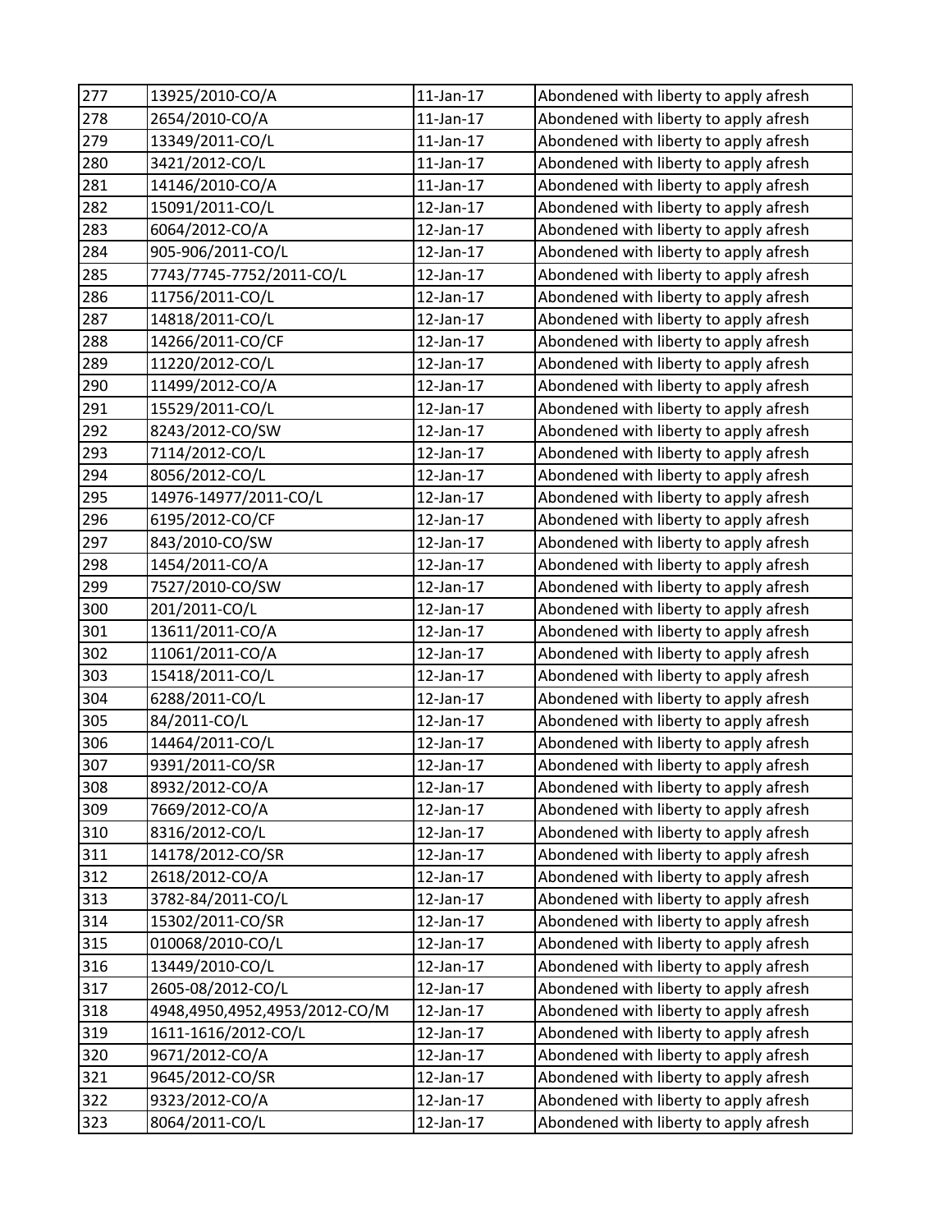| 277 | 13925/2010-CO/A | 11-Jan-17 | Abondened with liberty to apply afresh |
|---|---|---|---|
| 278 | 2654/2010-CO/A | 11-Jan-17 | Abondened with liberty to apply afresh |
| 279 | 13349/2011-CO/L | 11-Jan-17 | Abondened with liberty to apply afresh |
| 280 | 3421/2012-CO/L | 11-Jan-17 | Abondened with liberty to apply afresh |
| 281 | 14146/2010-CO/A | 11-Jan-17 | Abondened with liberty to apply afresh |
| 282 | 15091/2011-CO/L | 12-Jan-17 | Abondened with liberty to apply afresh |
| 283 | 6064/2012-CO/A | 12-Jan-17 | Abondened with liberty to apply afresh |
| 284 | 905-906/2011-CO/L | 12-Jan-17 | Abondened with liberty to apply afresh |
| 285 | 7743/7745-7752/2011-CO/L | 12-Jan-17 | Abondened with liberty to apply afresh |
| 286 | 11756/2011-CO/L | 12-Jan-17 | Abondened with liberty to apply afresh |
| 287 | 14818/2011-CO/L | 12-Jan-17 | Abondened with liberty to apply afresh |
| 288 | 14266/2011-CO/CF | 12-Jan-17 | Abondened with liberty to apply afresh |
| 289 | 11220/2012-CO/L | 12-Jan-17 | Abondened with liberty to apply afresh |
| 290 | 11499/2012-CO/A | 12-Jan-17 | Abondened with liberty to apply afresh |
| 291 | 15529/2011-CO/L | 12-Jan-17 | Abondened with liberty to apply afresh |
| 292 | 8243/2012-CO/SW | 12-Jan-17 | Abondened with liberty to apply afresh |
| 293 | 7114/2012-CO/L | 12-Jan-17 | Abondened with liberty to apply afresh |
| 294 | 8056/2012-CO/L | 12-Jan-17 | Abondened with liberty to apply afresh |
| 295 | 14976-14977/2011-CO/L | 12-Jan-17 | Abondened with liberty to apply afresh |
| 296 | 6195/2012-CO/CF | 12-Jan-17 | Abondened with liberty to apply afresh |
| 297 | 843/2010-CO/SW | 12-Jan-17 | Abondened with liberty to apply afresh |
| 298 | 1454/2011-CO/A | 12-Jan-17 | Abondened with liberty to apply afresh |
| 299 | 7527/2010-CO/SW | 12-Jan-17 | Abondened with liberty to apply afresh |
| 300 | 201/2011-CO/L | 12-Jan-17 | Abondened with liberty to apply afresh |
| 301 | 13611/2011-CO/A | 12-Jan-17 | Abondened with liberty to apply afresh |
| 302 | 11061/2011-CO/A | 12-Jan-17 | Abondened with liberty to apply afresh |
| 303 | 15418/2011-CO/L | 12-Jan-17 | Abondened with liberty to apply afresh |
| 304 | 6288/2011-CO/L | 12-Jan-17 | Abondened with liberty to apply afresh |
| 305 | 84/2011-CO/L | 12-Jan-17 | Abondened with liberty to apply afresh |
| 306 | 14464/2011-CO/L | 12-Jan-17 | Abondened with liberty to apply afresh |
| 307 | 9391/2011-CO/SR | 12-Jan-17 | Abondened with liberty to apply afresh |
| 308 | 8932/2012-CO/A | 12-Jan-17 | Abondened with liberty to apply afresh |
| 309 | 7669/2012-CO/A | 12-Jan-17 | Abondened with liberty to apply afresh |
| 310 | 8316/2012-CO/L | 12-Jan-17 | Abondened with liberty to apply afresh |
| 311 | 14178/2012-CO/SR | 12-Jan-17 | Abondened with liberty to apply afresh |
| 312 | 2618/2012-CO/A | 12-Jan-17 | Abondened with liberty to apply afresh |
| 313 | 3782-84/2011-CO/L | 12-Jan-17 | Abondened with liberty to apply afresh |
| 314 | 15302/2011-CO/SR | 12-Jan-17 | Abondened with liberty to apply afresh |
| 315 | 010068/2010-CO/L | 12-Jan-17 | Abondened with liberty to apply afresh |
| 316 | 13449/2010-CO/L | 12-Jan-17 | Abondened with liberty to apply afresh |
| 317 | 2605-08/2012-CO/L | 12-Jan-17 | Abondened with liberty to apply afresh |
| 318 | 4948,4950,4952,4953/2012-CO/M | 12-Jan-17 | Abondened with liberty to apply afresh |
| 319 | 1611-1616/2012-CO/L | 12-Jan-17 | Abondened with liberty to apply afresh |
| 320 | 9671/2012-CO/A | 12-Jan-17 | Abondened with liberty to apply afresh |
| 321 | 9645/2012-CO/SR | 12-Jan-17 | Abondened with liberty to apply afresh |
| 322 | 9323/2012-CO/A | 12-Jan-17 | Abondened with liberty to apply afresh |
| 323 | 8064/2011-CO/L | 12-Jan-17 | Abondened with liberty to apply afresh |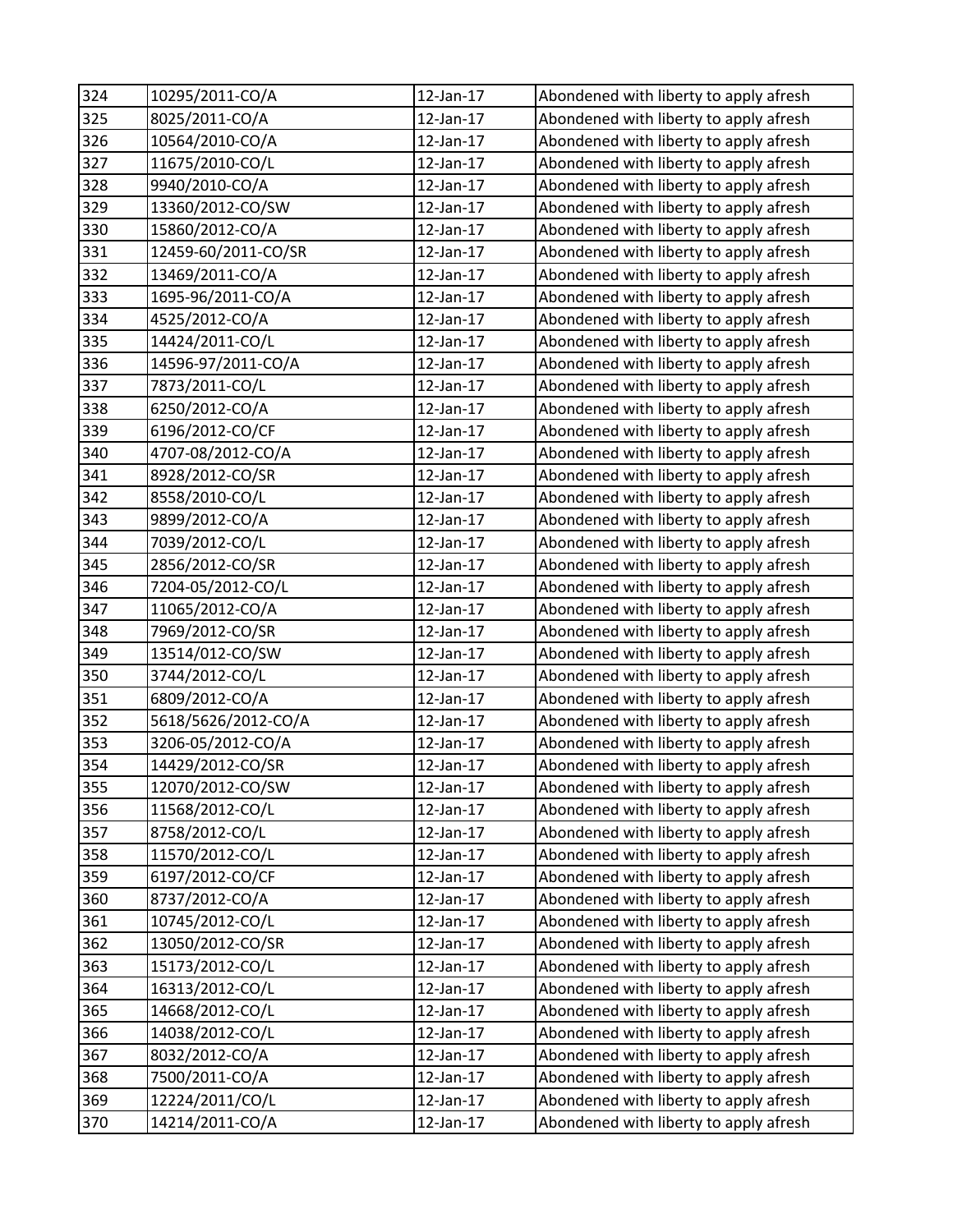| 324 | 10295/2011-CO/A | 12-Jan-17 | Abondened with liberty to apply afresh |
|---|---|---|---|
| 325 | 8025/2011-CO/A | 12-Jan-17 | Abondened with liberty to apply afresh |
| 326 | 10564/2010-CO/A | 12-Jan-17 | Abondened with liberty to apply afresh |
| 327 | 11675/2010-CO/L | 12-Jan-17 | Abondened with liberty to apply afresh |
| 328 | 9940/2010-CO/A | 12-Jan-17 | Abondened with liberty to apply afresh |
| 329 | 13360/2012-CO/SW | 12-Jan-17 | Abondened with liberty to apply afresh |
| 330 | 15860/2012-CO/A | 12-Jan-17 | Abondened with liberty to apply afresh |
| 331 | 12459-60/2011-CO/SR | 12-Jan-17 | Abondened with liberty to apply afresh |
| 332 | 13469/2011-CO/A | 12-Jan-17 | Abondened with liberty to apply afresh |
| 333 | 1695-96/2011-CO/A | 12-Jan-17 | Abondened with liberty to apply afresh |
| 334 | 4525/2012-CO/A | 12-Jan-17 | Abondened with liberty to apply afresh |
| 335 | 14424/2011-CO/L | 12-Jan-17 | Abondened with liberty to apply afresh |
| 336 | 14596-97/2011-CO/A | 12-Jan-17 | Abondened with liberty to apply afresh |
| 337 | 7873/2011-CO/L | 12-Jan-17 | Abondened with liberty to apply afresh |
| 338 | 6250/2012-CO/A | 12-Jan-17 | Abondened with liberty to apply afresh |
| 339 | 6196/2012-CO/CF | 12-Jan-17 | Abondened with liberty to apply afresh |
| 340 | 4707-08/2012-CO/A | 12-Jan-17 | Abondened with liberty to apply afresh |
| 341 | 8928/2012-CO/SR | 12-Jan-17 | Abondened with liberty to apply afresh |
| 342 | 8558/2010-CO/L | 12-Jan-17 | Abondened with liberty to apply afresh |
| 343 | 9899/2012-CO/A | 12-Jan-17 | Abondened with liberty to apply afresh |
| 344 | 7039/2012-CO/L | 12-Jan-17 | Abondened with liberty to apply afresh |
| 345 | 2856/2012-CO/SR | 12-Jan-17 | Abondened with liberty to apply afresh |
| 346 | 7204-05/2012-CO/L | 12-Jan-17 | Abondened with liberty to apply afresh |
| 347 | 11065/2012-CO/A | 12-Jan-17 | Abondened with liberty to apply afresh |
| 348 | 7969/2012-CO/SR | 12-Jan-17 | Abondened with liberty to apply afresh |
| 349 | 13514/012-CO/SW | 12-Jan-17 | Abondened with liberty to apply afresh |
| 350 | 3744/2012-CO/L | 12-Jan-17 | Abondened with liberty to apply afresh |
| 351 | 6809/2012-CO/A | 12-Jan-17 | Abondened with liberty to apply afresh |
| 352 | 5618/5626/2012-CO/A | 12-Jan-17 | Abondened with liberty to apply afresh |
| 353 | 3206-05/2012-CO/A | 12-Jan-17 | Abondened with liberty to apply afresh |
| 354 | 14429/2012-CO/SR | 12-Jan-17 | Abondened with liberty to apply afresh |
| 355 | 12070/2012-CO/SW | 12-Jan-17 | Abondened with liberty to apply afresh |
| 356 | 11568/2012-CO/L | 12-Jan-17 | Abondened with liberty to apply afresh |
| 357 | 8758/2012-CO/L | 12-Jan-17 | Abondened with liberty to apply afresh |
| 358 | 11570/2012-CO/L | 12-Jan-17 | Abondened with liberty to apply afresh |
| 359 | 6197/2012-CO/CF | 12-Jan-17 | Abondened with liberty to apply afresh |
| 360 | 8737/2012-CO/A | 12-Jan-17 | Abondened with liberty to apply afresh |
| 361 | 10745/2012-CO/L | 12-Jan-17 | Abondened with liberty to apply afresh |
| 362 | 13050/2012-CO/SR | 12-Jan-17 | Abondened with liberty to apply afresh |
| 363 | 15173/2012-CO/L | 12-Jan-17 | Abondened with liberty to apply afresh |
| 364 | 16313/2012-CO/L | 12-Jan-17 | Abondened with liberty to apply afresh |
| 365 | 14668/2012-CO/L | 12-Jan-17 | Abondened with liberty to apply afresh |
| 366 | 14038/2012-CO/L | 12-Jan-17 | Abondened with liberty to apply afresh |
| 367 | 8032/2012-CO/A | 12-Jan-17 | Abondened with liberty to apply afresh |
| 368 | 7500/2011-CO/A | 12-Jan-17 | Abondened with liberty to apply afresh |
| 369 | 12224/2011/CO/L | 12-Jan-17 | Abondened with liberty to apply afresh |
| 370 | 14214/2011-CO/A | 12-Jan-17 | Abondened with liberty to apply afresh |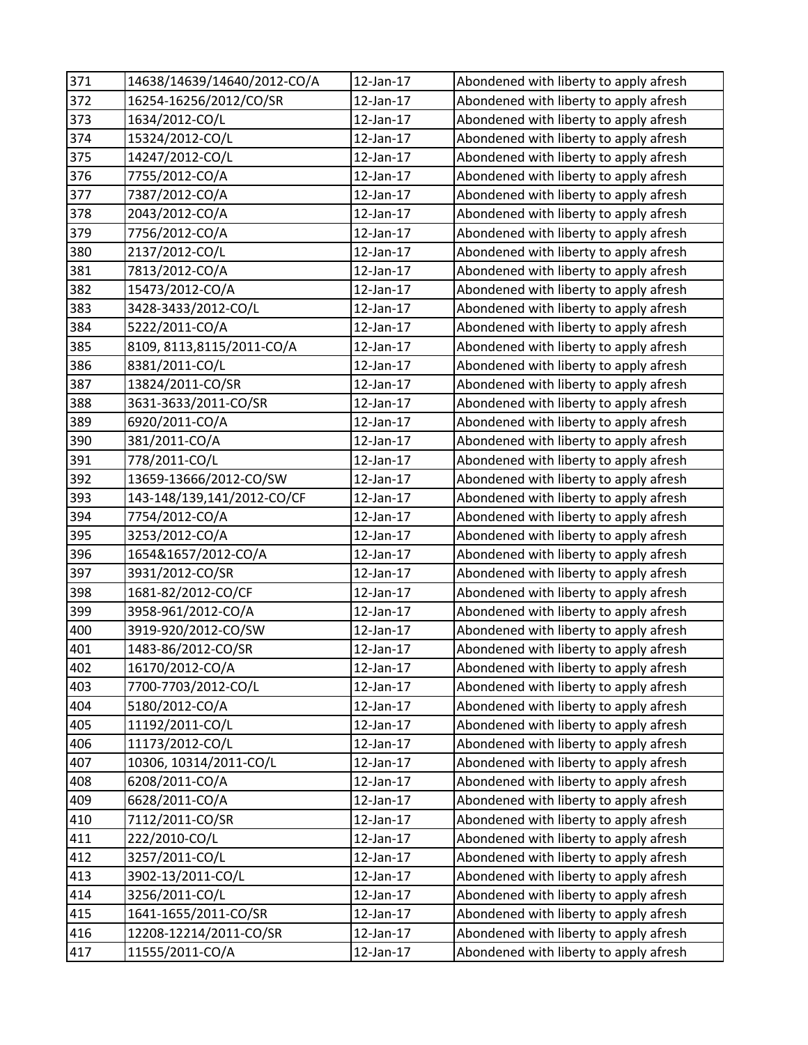| 371 | 14638/14639/14640/2012-CO/A | 12-Jan-17 | Abondened with liberty to apply afresh |
|---|---|---|---|
| 372 | 16254-16256/2012/CO/SR | 12-Jan-17 | Abondened with liberty to apply afresh |
| 373 | 1634/2012-CO/L | 12-Jan-17 | Abondened with liberty to apply afresh |
| 374 | 15324/2012-CO/L | 12-Jan-17 | Abondened with liberty to apply afresh |
| 375 | 14247/2012-CO/L | 12-Jan-17 | Abondened with liberty to apply afresh |
| 376 | 7755/2012-CO/A | 12-Jan-17 | Abondened with liberty to apply afresh |
| 377 | 7387/2012-CO/A | 12-Jan-17 | Abondened with liberty to apply afresh |
| 378 | 2043/2012-CO/A | 12-Jan-17 | Abondened with liberty to apply afresh |
| 379 | 7756/2012-CO/A | 12-Jan-17 | Abondened with liberty to apply afresh |
| 380 | 2137/2012-CO/L | 12-Jan-17 | Abondened with liberty to apply afresh |
| 381 | 7813/2012-CO/A | 12-Jan-17 | Abondened with liberty to apply afresh |
| 382 | 15473/2012-CO/A | 12-Jan-17 | Abondened with liberty to apply afresh |
| 383 | 3428-3433/2012-CO/L | 12-Jan-17 | Abondened with liberty to apply afresh |
| 384 | 5222/2011-CO/A | 12-Jan-17 | Abondened with liberty to apply afresh |
| 385 | 8109, 8113,8115/2011-CO/A | 12-Jan-17 | Abondened with liberty to apply afresh |
| 386 | 8381/2011-CO/L | 12-Jan-17 | Abondened with liberty to apply afresh |
| 387 | 13824/2011-CO/SR | 12-Jan-17 | Abondened with liberty to apply afresh |
| 388 | 3631-3633/2011-CO/SR | 12-Jan-17 | Abondened with liberty to apply afresh |
| 389 | 6920/2011-CO/A | 12-Jan-17 | Abondened with liberty to apply afresh |
| 390 | 381/2011-CO/A | 12-Jan-17 | Abondened with liberty to apply afresh |
| 391 | 778/2011-CO/L | 12-Jan-17 | Abondened with liberty to apply afresh |
| 392 | 13659-13666/2012-CO/SW | 12-Jan-17 | Abondened with liberty to apply afresh |
| 393 | 143-148/139,141/2012-CO/CF | 12-Jan-17 | Abondened with liberty to apply afresh |
| 394 | 7754/2012-CO/A | 12-Jan-17 | Abondened with liberty to apply afresh |
| 395 | 3253/2012-CO/A | 12-Jan-17 | Abondened with liberty to apply afresh |
| 396 | 1654&1657/2012-CO/A | 12-Jan-17 | Abondened with liberty to apply afresh |
| 397 | 3931/2012-CO/SR | 12-Jan-17 | Abondened with liberty to apply afresh |
| 398 | 1681-82/2012-CO/CF | 12-Jan-17 | Abondened with liberty to apply afresh |
| 399 | 3958-961/2012-CO/A | 12-Jan-17 | Abondened with liberty to apply afresh |
| 400 | 3919-920/2012-CO/SW | 12-Jan-17 | Abondened with liberty to apply afresh |
| 401 | 1483-86/2012-CO/SR | 12-Jan-17 | Abondened with liberty to apply afresh |
| 402 | 16170/2012-CO/A | 12-Jan-17 | Abondened with liberty to apply afresh |
| 403 | 7700-7703/2012-CO/L | 12-Jan-17 | Abondened with liberty to apply afresh |
| 404 | 5180/2012-CO/A | 12-Jan-17 | Abondened with liberty to apply afresh |
| 405 | 11192/2011-CO/L | 12-Jan-17 | Abondened with liberty to apply afresh |
| 406 | 11173/2012-CO/L | 12-Jan-17 | Abondened with liberty to apply afresh |
| 407 | 10306, 10314/2011-CO/L | 12-Jan-17 | Abondened with liberty to apply afresh |
| 408 | 6208/2011-CO/A | 12-Jan-17 | Abondened with liberty to apply afresh |
| 409 | 6628/2011-CO/A | 12-Jan-17 | Abondened with liberty to apply afresh |
| 410 | 7112/2011-CO/SR | 12-Jan-17 | Abondened with liberty to apply afresh |
| 411 | 222/2010-CO/L | 12-Jan-17 | Abondened with liberty to apply afresh |
| 412 | 3257/2011-CO/L | 12-Jan-17 | Abondened with liberty to apply afresh |
| 413 | 3902-13/2011-CO/L | 12-Jan-17 | Abondened with liberty to apply afresh |
| 414 | 3256/2011-CO/L | 12-Jan-17 | Abondened with liberty to apply afresh |
| 415 | 1641-1655/2011-CO/SR | 12-Jan-17 | Abondened with liberty to apply afresh |
| 416 | 12208-12214/2011-CO/SR | 12-Jan-17 | Abondened with liberty to apply afresh |
| 417 | 11555/2011-CO/A | 12-Jan-17 | Abondened with liberty to apply afresh |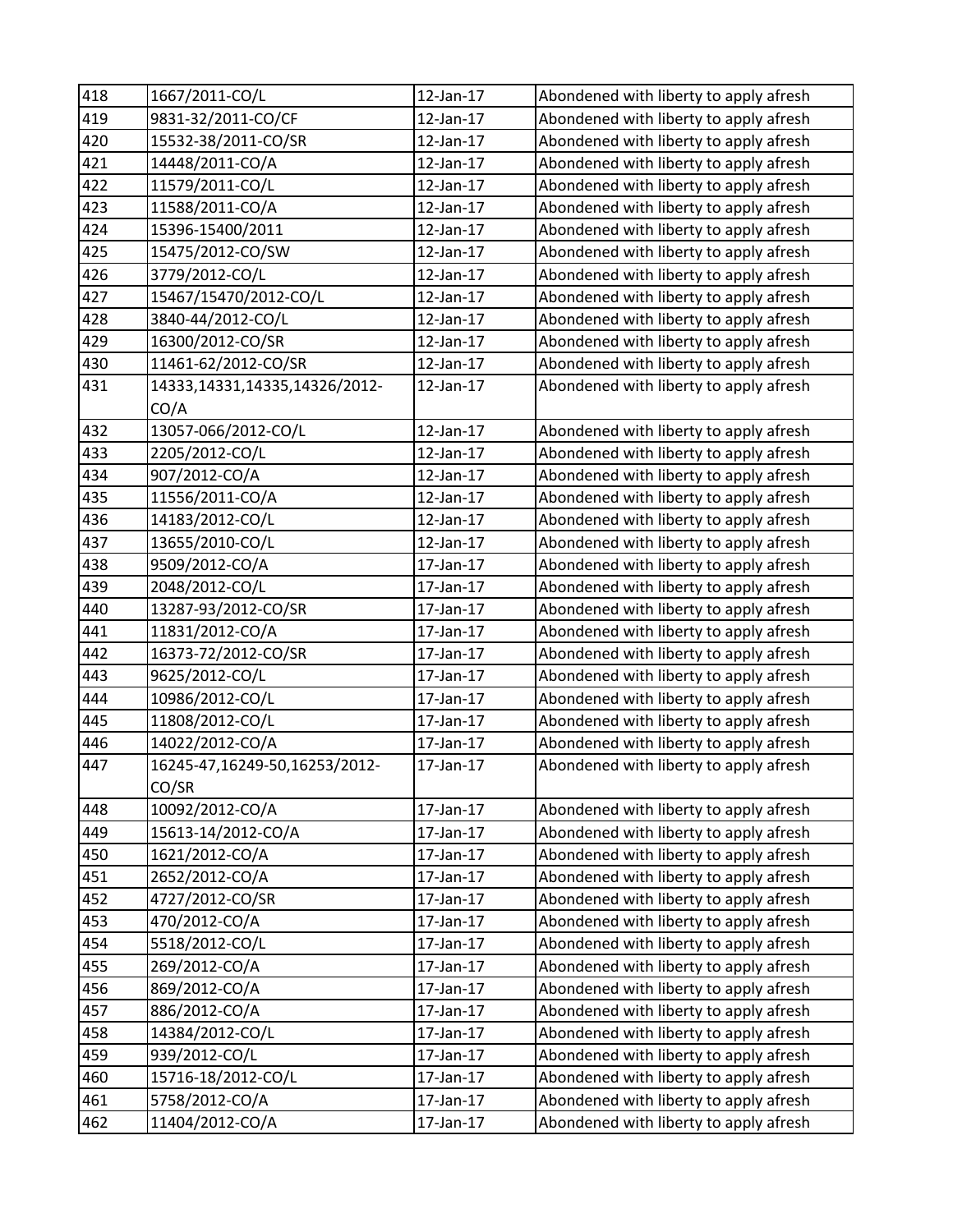| 418 | 1667/2011-CO/L | 12-Jan-17 | Abondened with liberty to apply afresh |
|---|---|---|---|
| 419 | 9831-32/2011-CO/CF | 12-Jan-17 | Abondened with liberty to apply afresh |
| 420 | 15532-38/2011-CO/SR | 12-Jan-17 | Abondened with liberty to apply afresh |
| 421 | 14448/2011-CO/A | 12-Jan-17 | Abondened with liberty to apply afresh |
| 422 | 11579/2011-CO/L | 12-Jan-17 | Abondened with liberty to apply afresh |
| 423 | 11588/2011-CO/A | 12-Jan-17 | Abondened with liberty to apply afresh |
| 424 | 15396-15400/2011 | 12-Jan-17 | Abondened with liberty to apply afresh |
| 425 | 15475/2012-CO/SW | 12-Jan-17 | Abondened with liberty to apply afresh |
| 426 | 3779/2012-CO/L | 12-Jan-17 | Abondened with liberty to apply afresh |
| 427 | 15467/15470/2012-CO/L | 12-Jan-17 | Abondened with liberty to apply afresh |
| 428 | 3840-44/2012-CO/L | 12-Jan-17 | Abondened with liberty to apply afresh |
| 429 | 16300/2012-CO/SR | 12-Jan-17 | Abondened with liberty to apply afresh |
| 430 | 11461-62/2012-CO/SR | 12-Jan-17 | Abondened with liberty to apply afresh |
| 431 | 14333,14331,14335,14326/2012-CO/A | 12-Jan-17 | Abondened with liberty to apply afresh |
| 432 | 13057-066/2012-CO/L | 12-Jan-17 | Abondened with liberty to apply afresh |
| 433 | 2205/2012-CO/L | 12-Jan-17 | Abondened with liberty to apply afresh |
| 434 | 907/2012-CO/A | 12-Jan-17 | Abondened with liberty to apply afresh |
| 435 | 11556/2011-CO/A | 12-Jan-17 | Abondened with liberty to apply afresh |
| 436 | 14183/2012-CO/L | 12-Jan-17 | Abondened with liberty to apply afresh |
| 437 | 13655/2010-CO/L | 12-Jan-17 | Abondened with liberty to apply afresh |
| 438 | 9509/2012-CO/A | 17-Jan-17 | Abondened with liberty to apply afresh |
| 439 | 2048/2012-CO/L | 17-Jan-17 | Abondened with liberty to apply afresh |
| 440 | 13287-93/2012-CO/SR | 17-Jan-17 | Abondened with liberty to apply afresh |
| 441 | 11831/2012-CO/A | 17-Jan-17 | Abondened with liberty to apply afresh |
| 442 | 16373-72/2012-CO/SR | 17-Jan-17 | Abondened with liberty to apply afresh |
| 443 | 9625/2012-CO/L | 17-Jan-17 | Abondened with liberty to apply afresh |
| 444 | 10986/2012-CO/L | 17-Jan-17 | Abondened with liberty to apply afresh |
| 445 | 11808/2012-CO/L | 17-Jan-17 | Abondened with liberty to apply afresh |
| 446 | 14022/2012-CO/A | 17-Jan-17 | Abondened with liberty to apply afresh |
| 447 | 16245-47,16249-50,16253/2012-CO/SR | 17-Jan-17 | Abondened with liberty to apply afresh |
| 448 | 10092/2012-CO/A | 17-Jan-17 | Abondened with liberty to apply afresh |
| 449 | 15613-14/2012-CO/A | 17-Jan-17 | Abondened with liberty to apply afresh |
| 450 | 1621/2012-CO/A | 17-Jan-17 | Abondened with liberty to apply afresh |
| 451 | 2652/2012-CO/A | 17-Jan-17 | Abondened with liberty to apply afresh |
| 452 | 4727/2012-CO/SR | 17-Jan-17 | Abondened with liberty to apply afresh |
| 453 | 470/2012-CO/A | 17-Jan-17 | Abondened with liberty to apply afresh |
| 454 | 5518/2012-CO/L | 17-Jan-17 | Abondened with liberty to apply afresh |
| 455 | 269/2012-CO/A | 17-Jan-17 | Abondened with liberty to apply afresh |
| 456 | 869/2012-CO/A | 17-Jan-17 | Abondened with liberty to apply afresh |
| 457 | 886/2012-CO/A | 17-Jan-17 | Abondened with liberty to apply afresh |
| 458 | 14384/2012-CO/L | 17-Jan-17 | Abondened with liberty to apply afresh |
| 459 | 939/2012-CO/L | 17-Jan-17 | Abondened with liberty to apply afresh |
| 460 | 15716-18/2012-CO/L | 17-Jan-17 | Abondened with liberty to apply afresh |
| 461 | 5758/2012-CO/A | 17-Jan-17 | Abondened with liberty to apply afresh |
| 462 | 11404/2012-CO/A | 17-Jan-17 | Abondened with liberty to apply afresh |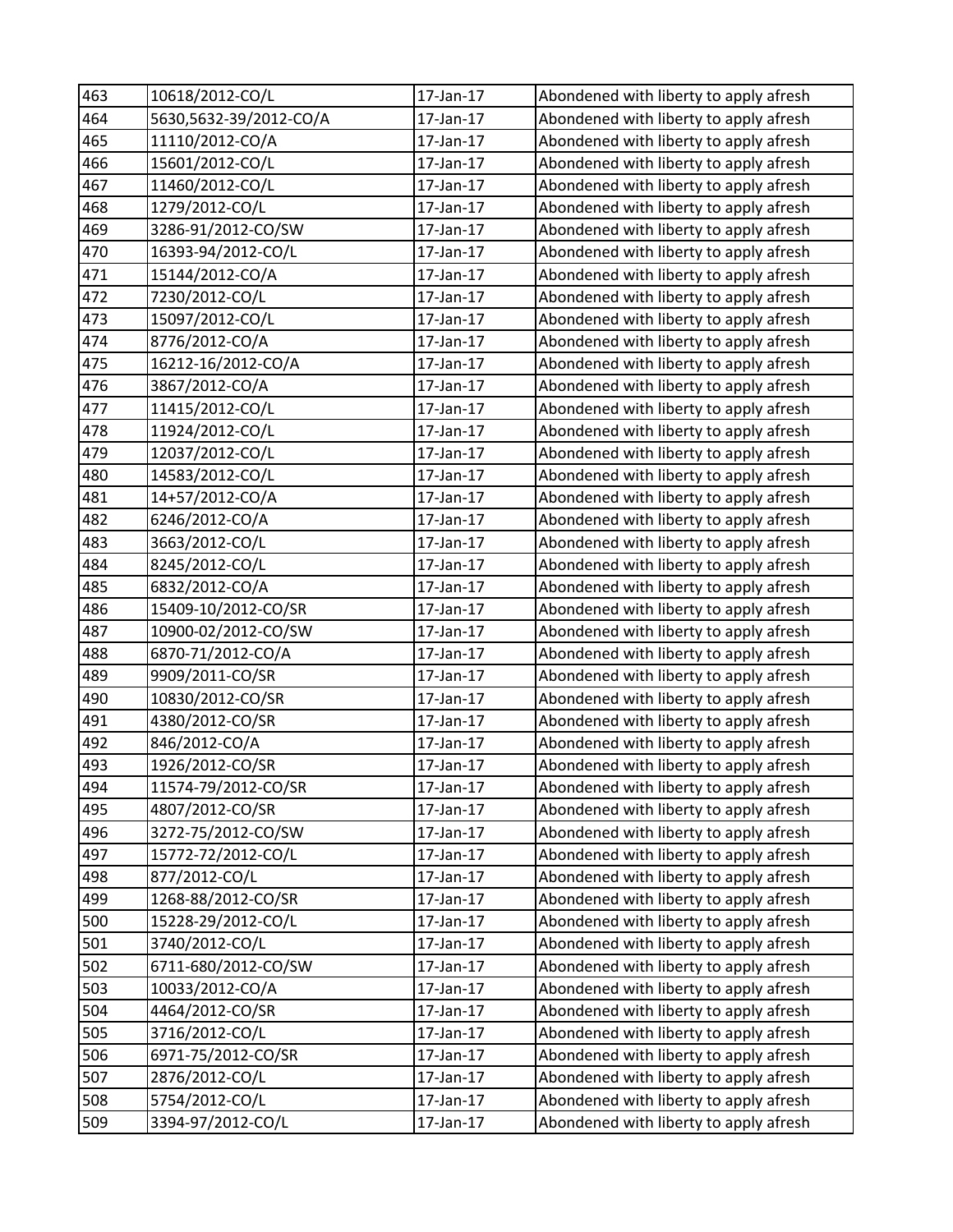| 463 | 10618/2012-CO/L | 17-Jan-17 | Abondened with liberty to apply afresh |
|---|---|---|---|
| 464 | 5630,5632-39/2012-CO/A | 17-Jan-17 | Abondened with liberty to apply afresh |
| 465 | 11110/2012-CO/A | 17-Jan-17 | Abondened with liberty to apply afresh |
| 466 | 15601/2012-CO/L | 17-Jan-17 | Abondened with liberty to apply afresh |
| 467 | 11460/2012-CO/L | 17-Jan-17 | Abondened with liberty to apply afresh |
| 468 | 1279/2012-CO/L | 17-Jan-17 | Abondened with liberty to apply afresh |
| 469 | 3286-91/2012-CO/SW | 17-Jan-17 | Abondened with liberty to apply afresh |
| 470 | 16393-94/2012-CO/L | 17-Jan-17 | Abondened with liberty to apply afresh |
| 471 | 15144/2012-CO/A | 17-Jan-17 | Abondened with liberty to apply afresh |
| 472 | 7230/2012-CO/L | 17-Jan-17 | Abondened with liberty to apply afresh |
| 473 | 15097/2012-CO/L | 17-Jan-17 | Abondened with liberty to apply afresh |
| 474 | 8776/2012-CO/A | 17-Jan-17 | Abondened with liberty to apply afresh |
| 475 | 16212-16/2012-CO/A | 17-Jan-17 | Abondened with liberty to apply afresh |
| 476 | 3867/2012-CO/A | 17-Jan-17 | Abondened with liberty to apply afresh |
| 477 | 11415/2012-CO/L | 17-Jan-17 | Abondened with liberty to apply afresh |
| 478 | 11924/2012-CO/L | 17-Jan-17 | Abondened with liberty to apply afresh |
| 479 | 12037/2012-CO/L | 17-Jan-17 | Abondened with liberty to apply afresh |
| 480 | 14583/2012-CO/L | 17-Jan-17 | Abondened with liberty to apply afresh |
| 481 | 14+57/2012-CO/A | 17-Jan-17 | Abondened with liberty to apply afresh |
| 482 | 6246/2012-CO/A | 17-Jan-17 | Abondened with liberty to apply afresh |
| 483 | 3663/2012-CO/L | 17-Jan-17 | Abondened with liberty to apply afresh |
| 484 | 8245/2012-CO/L | 17-Jan-17 | Abondened with liberty to apply afresh |
| 485 | 6832/2012-CO/A | 17-Jan-17 | Abondened with liberty to apply afresh |
| 486 | 15409-10/2012-CO/SR | 17-Jan-17 | Abondened with liberty to apply afresh |
| 487 | 10900-02/2012-CO/SW | 17-Jan-17 | Abondened with liberty to apply afresh |
| 488 | 6870-71/2012-CO/A | 17-Jan-17 | Abondened with liberty to apply afresh |
| 489 | 9909/2011-CO/SR | 17-Jan-17 | Abondened with liberty to apply afresh |
| 490 | 10830/2012-CO/SR | 17-Jan-17 | Abondened with liberty to apply afresh |
| 491 | 4380/2012-CO/SR | 17-Jan-17 | Abondened with liberty to apply afresh |
| 492 | 846/2012-CO/A | 17-Jan-17 | Abondened with liberty to apply afresh |
| 493 | 1926/2012-CO/SR | 17-Jan-17 | Abondened with liberty to apply afresh |
| 494 | 11574-79/2012-CO/SR | 17-Jan-17 | Abondened with liberty to apply afresh |
| 495 | 4807/2012-CO/SR | 17-Jan-17 | Abondened with liberty to apply afresh |
| 496 | 3272-75/2012-CO/SW | 17-Jan-17 | Abondened with liberty to apply afresh |
| 497 | 15772-72/2012-CO/L | 17-Jan-17 | Abondened with liberty to apply afresh |
| 498 | 877/2012-CO/L | 17-Jan-17 | Abondened with liberty to apply afresh |
| 499 | 1268-88/2012-CO/SR | 17-Jan-17 | Abondened with liberty to apply afresh |
| 500 | 15228-29/2012-CO/L | 17-Jan-17 | Abondened with liberty to apply afresh |
| 501 | 3740/2012-CO/L | 17-Jan-17 | Abondened with liberty to apply afresh |
| 502 | 6711-680/2012-CO/SW | 17-Jan-17 | Abondened with liberty to apply afresh |
| 503 | 10033/2012-CO/A | 17-Jan-17 | Abondened with liberty to apply afresh |
| 504 | 4464/2012-CO/SR | 17-Jan-17 | Abondened with liberty to apply afresh |
| 505 | 3716/2012-CO/L | 17-Jan-17 | Abondened with liberty to apply afresh |
| 506 | 6971-75/2012-CO/SR | 17-Jan-17 | Abondened with liberty to apply afresh |
| 507 | 2876/2012-CO/L | 17-Jan-17 | Abondened with liberty to apply afresh |
| 508 | 5754/2012-CO/L | 17-Jan-17 | Abondened with liberty to apply afresh |
| 509 | 3394-97/2012-CO/L | 17-Jan-17 | Abondened with liberty to apply afresh |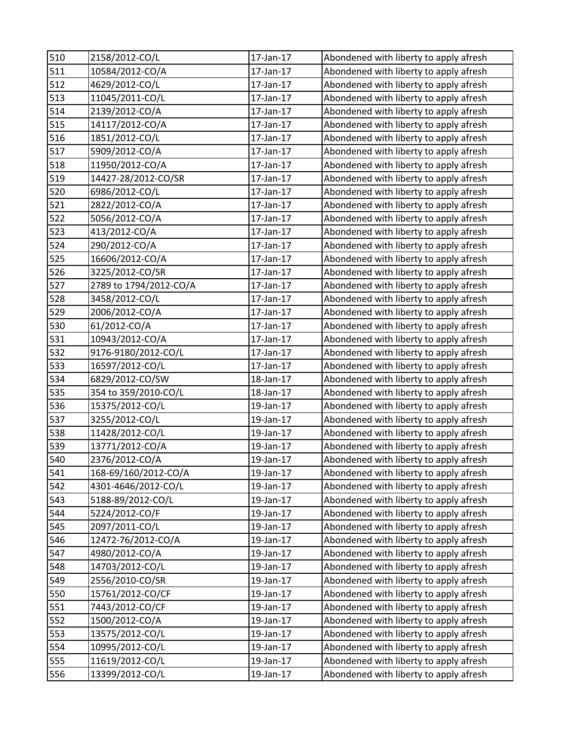| 510 | 2158/2012-CO/L | 17-Jan-17 | Abondened with liberty to apply afresh |
|---|---|---|---|
| 511 | 10584/2012-CO/A | 17-Jan-17 | Abondened with liberty to apply afresh |
| 512 | 4629/2012-CO/L | 17-Jan-17 | Abondened with liberty to apply afresh |
| 513 | 11045/2011-CO/L | 17-Jan-17 | Abondened with liberty to apply afresh |
| 514 | 2139/2012-CO/A | 17-Jan-17 | Abondened with liberty to apply afresh |
| 515 | 14117/2012-CO/A | 17-Jan-17 | Abondened with liberty to apply afresh |
| 516 | 1851/2012-CO/L | 17-Jan-17 | Abondened with liberty to apply afresh |
| 517 | 5909/2012-CO/A | 17-Jan-17 | Abondened with liberty to apply afresh |
| 518 | 11950/2012-CO/A | 17-Jan-17 | Abondened with liberty to apply afresh |
| 519 | 14427-28/2012-CO/SR | 17-Jan-17 | Abondened with liberty to apply afresh |
| 520 | 6986/2012-CO/L | 17-Jan-17 | Abondened with liberty to apply afresh |
| 521 | 2822/2012-CO/A | 17-Jan-17 | Abondened with liberty to apply afresh |
| 522 | 5056/2012-CO/A | 17-Jan-17 | Abondened with liberty to apply afresh |
| 523 | 413/2012-CO/A | 17-Jan-17 | Abondened with liberty to apply afresh |
| 524 | 290/2012-CO/A | 17-Jan-17 | Abondened with liberty to apply afresh |
| 525 | 16606/2012-CO/A | 17-Jan-17 | Abondened with liberty to apply afresh |
| 526 | 3225/2012-CO/SR | 17-Jan-17 | Abondened with liberty to apply afresh |
| 527 | 2789 to 1794/2012-CO/A | 17-Jan-17 | Abondened with liberty to apply afresh |
| 528 | 3458/2012-CO/L | 17-Jan-17 | Abondened with liberty to apply afresh |
| 529 | 2006/2012-CO/A | 17-Jan-17 | Abondened with liberty to apply afresh |
| 530 | 61/2012-CO/A | 17-Jan-17 | Abondened with liberty to apply afresh |
| 531 | 10943/2012-CO/A | 17-Jan-17 | Abondened with liberty to apply afresh |
| 532 | 9176-9180/2012-CO/L | 17-Jan-17 | Abondened with liberty to apply afresh |
| 533 | 16597/2012-CO/L | 17-Jan-17 | Abondened with liberty to apply afresh |
| 534 | 6829/2012-CO/SW | 18-Jan-17 | Abondened with liberty to apply afresh |
| 535 | 354 to 359/2010-CO/L | 18-Jan-17 | Abondened with liberty to apply afresh |
| 536 | 15375/2012-CO/L | 19-Jan-17 | Abondened with liberty to apply afresh |
| 537 | 3255/2012-CO/L | 19-Jan-17 | Abondened with liberty to apply afresh |
| 538 | 11428/2012-CO/L | 19-Jan-17 | Abondened with liberty to apply afresh |
| 539 | 13771/2012-CO/A | 19-Jan-17 | Abondened with liberty to apply afresh |
| 540 | 2376/2012-CO/A | 19-Jan-17 | Abondened with liberty to apply afresh |
| 541 | 168-69/160/2012-CO/A | 19-Jan-17 | Abondened with liberty to apply afresh |
| 542 | 4301-4646/2012-CO/L | 19-Jan-17 | Abondened with liberty to apply afresh |
| 543 | 5188-89/2012-CO/L | 19-Jan-17 | Abondened with liberty to apply afresh |
| 544 | 5224/2012-CO/F | 19-Jan-17 | Abondened with liberty to apply afresh |
| 545 | 2097/2011-CO/L | 19-Jan-17 | Abondened with liberty to apply afresh |
| 546 | 12472-76/2012-CO/A | 19-Jan-17 | Abondened with liberty to apply afresh |
| 547 | 4980/2012-CO/A | 19-Jan-17 | Abondened with liberty to apply afresh |
| 548 | 14703/2012-CO/L | 19-Jan-17 | Abondened with liberty to apply afresh |
| 549 | 2556/2010-CO/SR | 19-Jan-17 | Abondened with liberty to apply afresh |
| 550 | 15761/2012-CO/CF | 19-Jan-17 | Abondened with liberty to apply afresh |
| 551 | 7443/2012-CO/CF | 19-Jan-17 | Abondened with liberty to apply afresh |
| 552 | 1500/2012-CO/A | 19-Jan-17 | Abondened with liberty to apply afresh |
| 553 | 13575/2012-CO/L | 19-Jan-17 | Abondened with liberty to apply afresh |
| 554 | 10995/2012-CO/L | 19-Jan-17 | Abondened with liberty to apply afresh |
| 555 | 11619/2012-CO/L | 19-Jan-17 | Abondened with liberty to apply afresh |
| 556 | 13399/2012-CO/L | 19-Jan-17 | Abondened with liberty to apply afresh |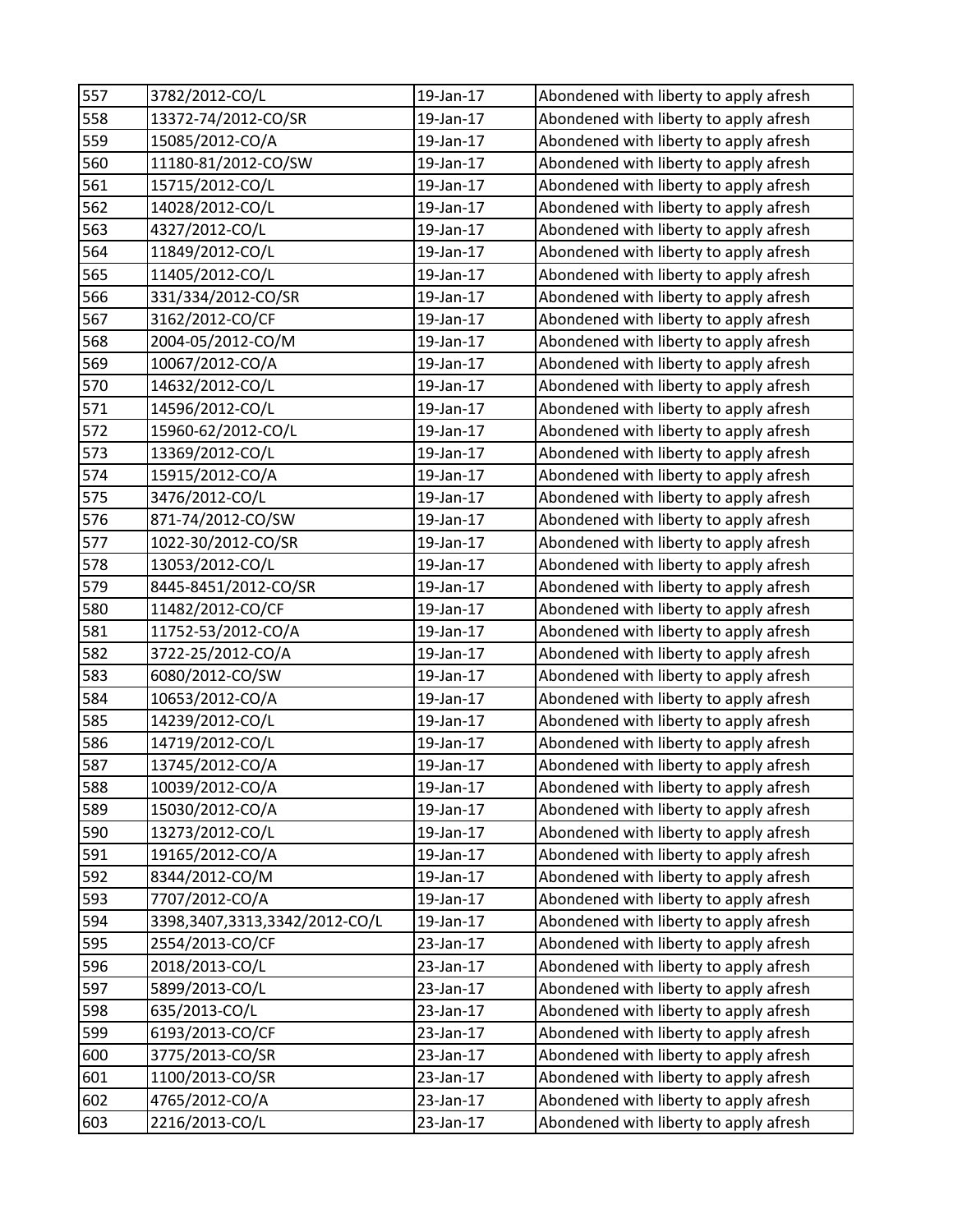| 557 | 3782/2012-CO/L | 19-Jan-17 | Abondened with liberty to apply afresh |
|---|---|---|---|
| 558 | 13372-74/2012-CO/SR | 19-Jan-17 | Abondened with liberty to apply afresh |
| 559 | 15085/2012-CO/A | 19-Jan-17 | Abondened with liberty to apply afresh |
| 560 | 11180-81/2012-CO/SW | 19-Jan-17 | Abondened with liberty to apply afresh |
| 561 | 15715/2012-CO/L | 19-Jan-17 | Abondened with liberty to apply afresh |
| 562 | 14028/2012-CO/L | 19-Jan-17 | Abondened with liberty to apply afresh |
| 563 | 4327/2012-CO/L | 19-Jan-17 | Abondened with liberty to apply afresh |
| 564 | 11849/2012-CO/L | 19-Jan-17 | Abondened with liberty to apply afresh |
| 565 | 11405/2012-CO/L | 19-Jan-17 | Abondened with liberty to apply afresh |
| 566 | 331/334/2012-CO/SR | 19-Jan-17 | Abondened with liberty to apply afresh |
| 567 | 3162/2012-CO/CF | 19-Jan-17 | Abondened with liberty to apply afresh |
| 568 | 2004-05/2012-CO/M | 19-Jan-17 | Abondened with liberty to apply afresh |
| 569 | 10067/2012-CO/A | 19-Jan-17 | Abondened with liberty to apply afresh |
| 570 | 14632/2012-CO/L | 19-Jan-17 | Abondened with liberty to apply afresh |
| 571 | 14596/2012-CO/L | 19-Jan-17 | Abondened with liberty to apply afresh |
| 572 | 15960-62/2012-CO/L | 19-Jan-17 | Abondened with liberty to apply afresh |
| 573 | 13369/2012-CO/L | 19-Jan-17 | Abondened with liberty to apply afresh |
| 574 | 15915/2012-CO/A | 19-Jan-17 | Abondened with liberty to apply afresh |
| 575 | 3476/2012-CO/L | 19-Jan-17 | Abondened with liberty to apply afresh |
| 576 | 871-74/2012-CO/SW | 19-Jan-17 | Abondened with liberty to apply afresh |
| 577 | 1022-30/2012-CO/SR | 19-Jan-17 | Abondened with liberty to apply afresh |
| 578 | 13053/2012-CO/L | 19-Jan-17 | Abondened with liberty to apply afresh |
| 579 | 8445-8451/2012-CO/SR | 19-Jan-17 | Abondened with liberty to apply afresh |
| 580 | 11482/2012-CO/CF | 19-Jan-17 | Abondened with liberty to apply afresh |
| 581 | 11752-53/2012-CO/A | 19-Jan-17 | Abondened with liberty to apply afresh |
| 582 | 3722-25/2012-CO/A | 19-Jan-17 | Abondened with liberty to apply afresh |
| 583 | 6080/2012-CO/SW | 19-Jan-17 | Abondened with liberty to apply afresh |
| 584 | 10653/2012-CO/A | 19-Jan-17 | Abondened with liberty to apply afresh |
| 585 | 14239/2012-CO/L | 19-Jan-17 | Abondened with liberty to apply afresh |
| 586 | 14719/2012-CO/L | 19-Jan-17 | Abondened with liberty to apply afresh |
| 587 | 13745/2012-CO/A | 19-Jan-17 | Abondened with liberty to apply afresh |
| 588 | 10039/2012-CO/A | 19-Jan-17 | Abondened with liberty to apply afresh |
| 589 | 15030/2012-CO/A | 19-Jan-17 | Abondened with liberty to apply afresh |
| 590 | 13273/2012-CO/L | 19-Jan-17 | Abondened with liberty to apply afresh |
| 591 | 19165/2012-CO/A | 19-Jan-17 | Abondened with liberty to apply afresh |
| 592 | 8344/2012-CO/M | 19-Jan-17 | Abondened with liberty to apply afresh |
| 593 | 7707/2012-CO/A | 19-Jan-17 | Abondened with liberty to apply afresh |
| 594 | 3398,3407,3313,3342/2012-CO/L | 19-Jan-17 | Abondened with liberty to apply afresh |
| 595 | 2554/2013-CO/CF | 23-Jan-17 | Abondened with liberty to apply afresh |
| 596 | 2018/2013-CO/L | 23-Jan-17 | Abondened with liberty to apply afresh |
| 597 | 5899/2013-CO/L | 23-Jan-17 | Abondened with liberty to apply afresh |
| 598 | 635/2013-CO/L | 23-Jan-17 | Abondened with liberty to apply afresh |
| 599 | 6193/2013-CO/CF | 23-Jan-17 | Abondened with liberty to apply afresh |
| 600 | 3775/2013-CO/SR | 23-Jan-17 | Abondened with liberty to apply afresh |
| 601 | 1100/2013-CO/SR | 23-Jan-17 | Abondened with liberty to apply afresh |
| 602 | 4765/2012-CO/A | 23-Jan-17 | Abondened with liberty to apply afresh |
| 603 | 2216/2013-CO/L | 23-Jan-17 | Abondened with liberty to apply afresh |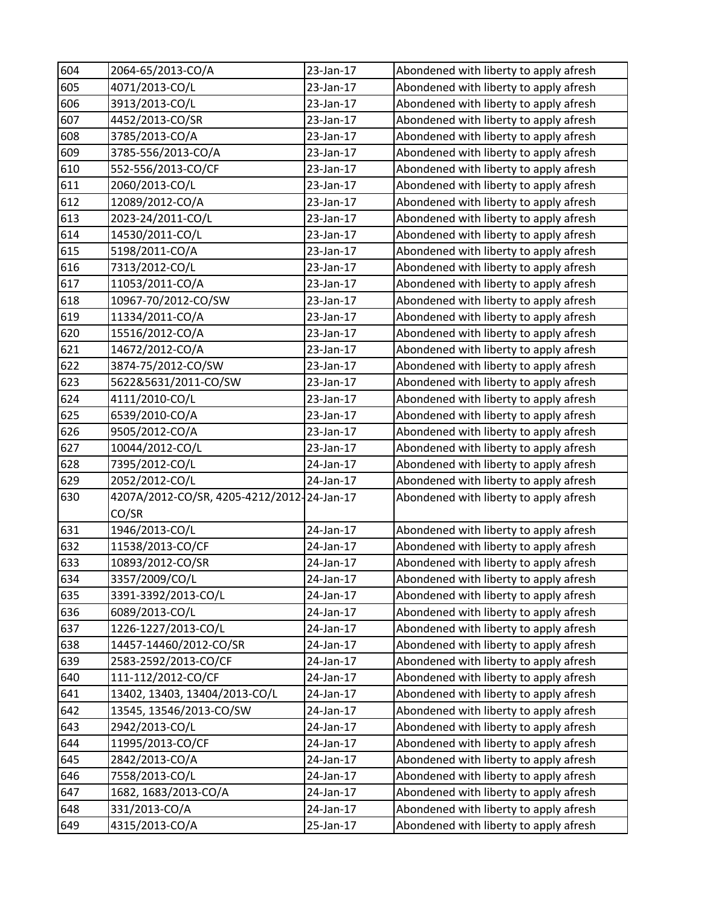| 604 | 2064-65/2013-CO/A | 23-Jan-17 | Abondened with liberty to apply afresh |
|---|---|---|---|
| 605 | 4071/2013-CO/L | 23-Jan-17 | Abondened with liberty to apply afresh |
| 606 | 3913/2013-CO/L | 23-Jan-17 | Abondened with liberty to apply afresh |
| 607 | 4452/2013-CO/SR | 23-Jan-17 | Abondened with liberty to apply afresh |
| 608 | 3785/2013-CO/A | 23-Jan-17 | Abondened with liberty to apply afresh |
| 609 | 3785-556/2013-CO/A | 23-Jan-17 | Abondened with liberty to apply afresh |
| 610 | 552-556/2013-CO/CF | 23-Jan-17 | Abondened with liberty to apply afresh |
| 611 | 2060/2013-CO/L | 23-Jan-17 | Abondened with liberty to apply afresh |
| 612 | 12089/2012-CO/A | 23-Jan-17 | Abondened with liberty to apply afresh |
| 613 | 2023-24/2011-CO/L | 23-Jan-17 | Abondened with liberty to apply afresh |
| 614 | 14530/2011-CO/L | 23-Jan-17 | Abondened with liberty to apply afresh |
| 615 | 5198/2011-CO/A | 23-Jan-17 | Abondened with liberty to apply afresh |
| 616 | 7313/2012-CO/L | 23-Jan-17 | Abondened with liberty to apply afresh |
| 617 | 11053/2011-CO/A | 23-Jan-17 | Abondened with liberty to apply afresh |
| 618 | 10967-70/2012-CO/SW | 23-Jan-17 | Abondened with liberty to apply afresh |
| 619 | 11334/2011-CO/A | 23-Jan-17 | Abondened with liberty to apply afresh |
| 620 | 15516/2012-CO/A | 23-Jan-17 | Abondened with liberty to apply afresh |
| 621 | 14672/2012-CO/A | 23-Jan-17 | Abondened with liberty to apply afresh |
| 622 | 3874-75/2012-CO/SW | 23-Jan-17 | Abondened with liberty to apply afresh |
| 623 | 5622&5631/2011-CO/SW | 23-Jan-17 | Abondened with liberty to apply afresh |
| 624 | 4111/2010-CO/L | 23-Jan-17 | Abondened with liberty to apply afresh |
| 625 | 6539/2010-CO/A | 23-Jan-17 | Abondened with liberty to apply afresh |
| 626 | 9505/2012-CO/A | 23-Jan-17 | Abondened with liberty to apply afresh |
| 627 | 10044/2012-CO/L | 23-Jan-17 | Abondened with liberty to apply afresh |
| 628 | 7395/2012-CO/L | 24-Jan-17 | Abondened with liberty to apply afresh |
| 629 | 2052/2012-CO/L | 24-Jan-17 | Abondened with liberty to apply afresh |
| 630 | 4207A/2012-CO/SR, 4205-4212/2012-CO/SR | 24-Jan-17 | Abondened with liberty to apply afresh |
| 631 | 1946/2013-CO/L | 24-Jan-17 | Abondened with liberty to apply afresh |
| 632 | 11538/2013-CO/CF | 24-Jan-17 | Abondened with liberty to apply afresh |
| 633 | 10893/2012-CO/SR | 24-Jan-17 | Abondened with liberty to apply afresh |
| 634 | 3357/2009/CO/L | 24-Jan-17 | Abondened with liberty to apply afresh |
| 635 | 3391-3392/2013-CO/L | 24-Jan-17 | Abondened with liberty to apply afresh |
| 636 | 6089/2013-CO/L | 24-Jan-17 | Abondened with liberty to apply afresh |
| 637 | 1226-1227/2013-CO/L | 24-Jan-17 | Abondened with liberty to apply afresh |
| 638 | 14457-14460/2012-CO/SR | 24-Jan-17 | Abondened with liberty to apply afresh |
| 639 | 2583-2592/2013-CO/CF | 24-Jan-17 | Abondened with liberty to apply afresh |
| 640 | 111-112/2012-CO/CF | 24-Jan-17 | Abondened with liberty to apply afresh |
| 641 | 13402, 13403, 13404/2013-CO/L | 24-Jan-17 | Abondened with liberty to apply afresh |
| 642 | 13545, 13546/2013-CO/SW | 24-Jan-17 | Abondened with liberty to apply afresh |
| 643 | 2942/2013-CO/L | 24-Jan-17 | Abondened with liberty to apply afresh |
| 644 | 11995/2013-CO/CF | 24-Jan-17 | Abondened with liberty to apply afresh |
| 645 | 2842/2013-CO/A | 24-Jan-17 | Abondened with liberty to apply afresh |
| 646 | 7558/2013-CO/L | 24-Jan-17 | Abondened with liberty to apply afresh |
| 647 | 1682, 1683/2013-CO/A | 24-Jan-17 | Abondened with liberty to apply afresh |
| 648 | 331/2013-CO/A | 24-Jan-17 | Abondened with liberty to apply afresh |
| 649 | 4315/2013-CO/A | 25-Jan-17 | Abondened with liberty to apply afresh |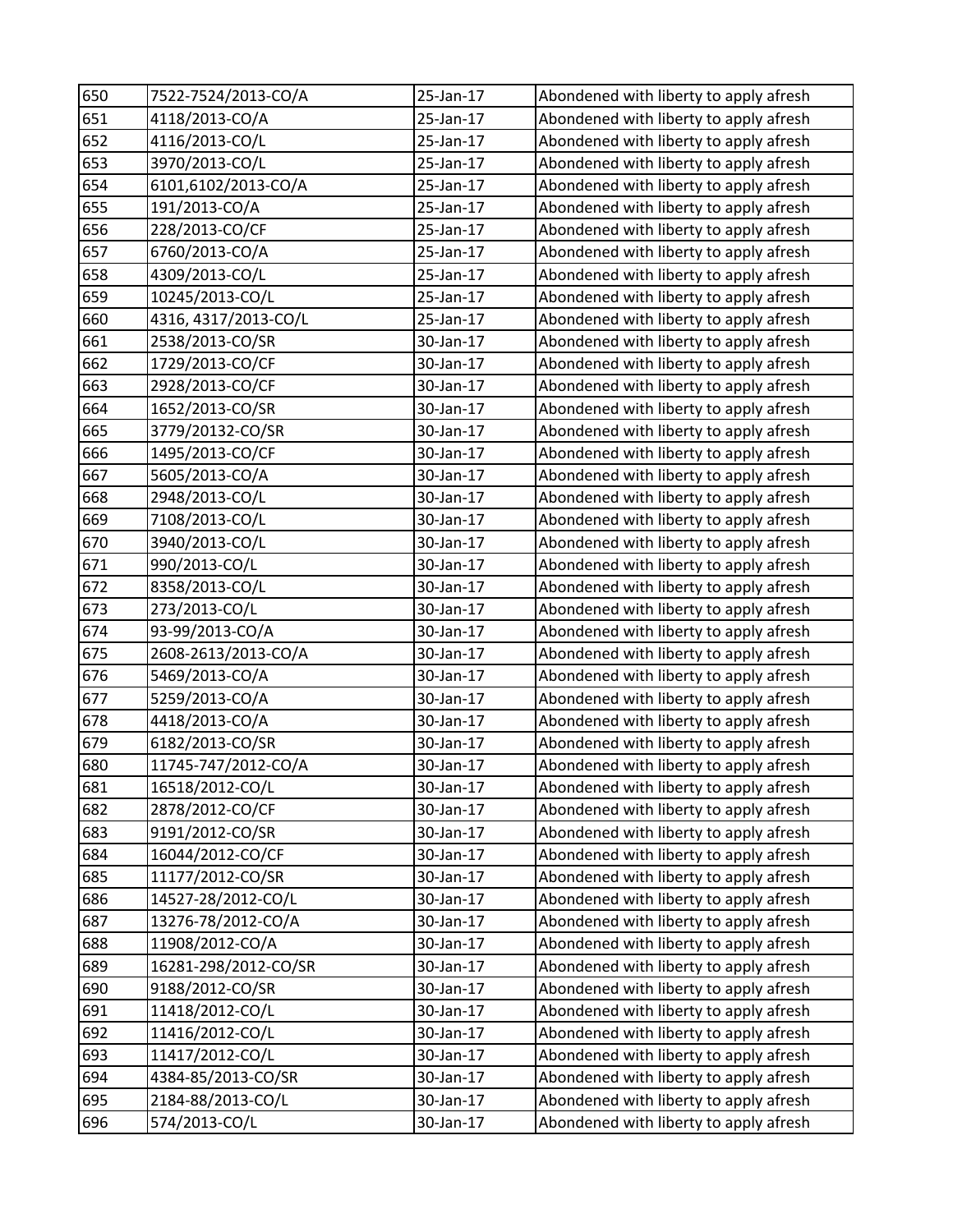| 650 | 7522-7524/2013-CO/A | 25-Jan-17 | Abondened with liberty to apply afresh |
|---|---|---|---|
| 651 | 4118/2013-CO/A | 25-Jan-17 | Abondened with liberty to apply afresh |
| 652 | 4116/2013-CO/L | 25-Jan-17 | Abondened with liberty to apply afresh |
| 653 | 3970/2013-CO/L | 25-Jan-17 | Abondened with liberty to apply afresh |
| 654 | 6101,6102/2013-CO/A | 25-Jan-17 | Abondened with liberty to apply afresh |
| 655 | 191/2013-CO/A | 25-Jan-17 | Abondened with liberty to apply afresh |
| 656 | 228/2013-CO/CF | 25-Jan-17 | Abondened with liberty to apply afresh |
| 657 | 6760/2013-CO/A | 25-Jan-17 | Abondened with liberty to apply afresh |
| 658 | 4309/2013-CO/L | 25-Jan-17 | Abondened with liberty to apply afresh |
| 659 | 10245/2013-CO/L | 25-Jan-17 | Abondened with liberty to apply afresh |
| 660 | 4316, 4317/2013-CO/L | 25-Jan-17 | Abondened with liberty to apply afresh |
| 661 | 2538/2013-CO/SR | 30-Jan-17 | Abondened with liberty to apply afresh |
| 662 | 1729/2013-CO/CF | 30-Jan-17 | Abondened with liberty to apply afresh |
| 663 | 2928/2013-CO/CF | 30-Jan-17 | Abondened with liberty to apply afresh |
| 664 | 1652/2013-CO/SR | 30-Jan-17 | Abondened with liberty to apply afresh |
| 665 | 3779/20132-CO/SR | 30-Jan-17 | Abondened with liberty to apply afresh |
| 666 | 1495/2013-CO/CF | 30-Jan-17 | Abondened with liberty to apply afresh |
| 667 | 5605/2013-CO/A | 30-Jan-17 | Abondened with liberty to apply afresh |
| 668 | 2948/2013-CO/L | 30-Jan-17 | Abondened with liberty to apply afresh |
| 669 | 7108/2013-CO/L | 30-Jan-17 | Abondened with liberty to apply afresh |
| 670 | 3940/2013-CO/L | 30-Jan-17 | Abondened with liberty to apply afresh |
| 671 | 990/2013-CO/L | 30-Jan-17 | Abondened with liberty to apply afresh |
| 672 | 8358/2013-CO/L | 30-Jan-17 | Abondened with liberty to apply afresh |
| 673 | 273/2013-CO/L | 30-Jan-17 | Abondened with liberty to apply afresh |
| 674 | 93-99/2013-CO/A | 30-Jan-17 | Abondened with liberty to apply afresh |
| 675 | 2608-2613/2013-CO/A | 30-Jan-17 | Abondened with liberty to apply afresh |
| 676 | 5469/2013-CO/A | 30-Jan-17 | Abondened with liberty to apply afresh |
| 677 | 5259/2013-CO/A | 30-Jan-17 | Abondened with liberty to apply afresh |
| 678 | 4418/2013-CO/A | 30-Jan-17 | Abondened with liberty to apply afresh |
| 679 | 6182/2013-CO/SR | 30-Jan-17 | Abondened with liberty to apply afresh |
| 680 | 11745-747/2012-CO/A | 30-Jan-17 | Abondened with liberty to apply afresh |
| 681 | 16518/2012-CO/L | 30-Jan-17 | Abondened with liberty to apply afresh |
| 682 | 2878/2012-CO/CF | 30-Jan-17 | Abondened with liberty to apply afresh |
| 683 | 9191/2012-CO/SR | 30-Jan-17 | Abondened with liberty to apply afresh |
| 684 | 16044/2012-CO/CF | 30-Jan-17 | Abondened with liberty to apply afresh |
| 685 | 11177/2012-CO/SR | 30-Jan-17 | Abondened with liberty to apply afresh |
| 686 | 14527-28/2012-CO/L | 30-Jan-17 | Abondened with liberty to apply afresh |
| 687 | 13276-78/2012-CO/A | 30-Jan-17 | Abondened with liberty to apply afresh |
| 688 | 11908/2012-CO/A | 30-Jan-17 | Abondened with liberty to apply afresh |
| 689 | 16281-298/2012-CO/SR | 30-Jan-17 | Abondened with liberty to apply afresh |
| 690 | 9188/2012-CO/SR | 30-Jan-17 | Abondened with liberty to apply afresh |
| 691 | 11418/2012-CO/L | 30-Jan-17 | Abondened with liberty to apply afresh |
| 692 | 11416/2012-CO/L | 30-Jan-17 | Abondened with liberty to apply afresh |
| 693 | 11417/2012-CO/L | 30-Jan-17 | Abondened with liberty to apply afresh |
| 694 | 4384-85/2013-CO/SR | 30-Jan-17 | Abondened with liberty to apply afresh |
| 695 | 2184-88/2013-CO/L | 30-Jan-17 | Abondened with liberty to apply afresh |
| 696 | 574/2013-CO/L | 30-Jan-17 | Abondened with liberty to apply afresh |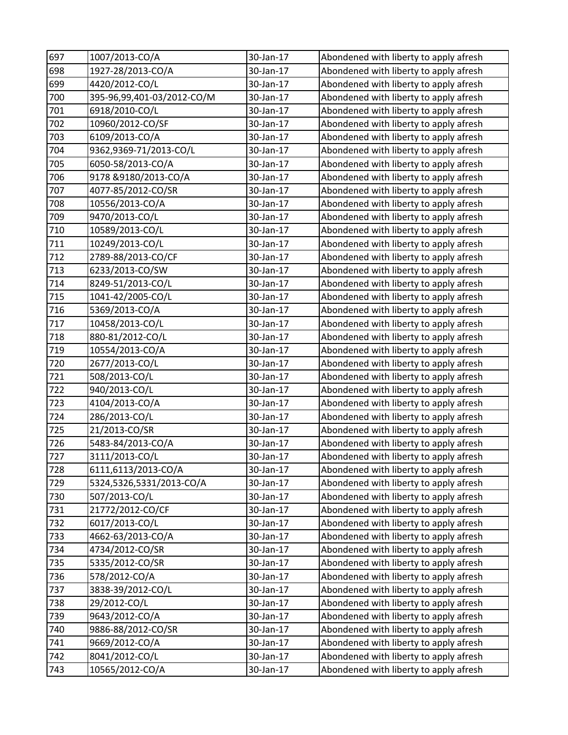| 697 | 1007/2013-CO/A | 30-Jan-17 | Abondened with liberty to apply afresh |
|---|---|---|---|
| 698 | 1927-28/2013-CO/A | 30-Jan-17 | Abondened with liberty to apply afresh |
| 699 | 4420/2012-CO/L | 30-Jan-17 | Abondened with liberty to apply afresh |
| 700 | 395-96,99,401-03/2012-CO/M | 30-Jan-17 | Abondened with liberty to apply afresh |
| 701 | 6918/2010-CO/L | 30-Jan-17 | Abondened with liberty to apply afresh |
| 702 | 10960/2012-CO/SF | 30-Jan-17 | Abondened with liberty to apply afresh |
| 703 | 6109/2013-CO/A | 30-Jan-17 | Abondened with liberty to apply afresh |
| 704 | 9362,9369-71/2013-CO/L | 30-Jan-17 | Abondened with liberty to apply afresh |
| 705 | 6050-58/2013-CO/A | 30-Jan-17 | Abondened with liberty to apply afresh |
| 706 | 9178 &9180/2013-CO/A | 30-Jan-17 | Abondened with liberty to apply afresh |
| 707 | 4077-85/2012-CO/SR | 30-Jan-17 | Abondened with liberty to apply afresh |
| 708 | 10556/2013-CO/A | 30-Jan-17 | Abondened with liberty to apply afresh |
| 709 | 9470/2013-CO/L | 30-Jan-17 | Abondened with liberty to apply afresh |
| 710 | 10589/2013-CO/L | 30-Jan-17 | Abondened with liberty to apply afresh |
| 711 | 10249/2013-CO/L | 30-Jan-17 | Abondened with liberty to apply afresh |
| 712 | 2789-88/2013-CO/CF | 30-Jan-17 | Abondened with liberty to apply afresh |
| 713 | 6233/2013-CO/SW | 30-Jan-17 | Abondened with liberty to apply afresh |
| 714 | 8249-51/2013-CO/L | 30-Jan-17 | Abondened with liberty to apply afresh |
| 715 | 1041-42/2005-CO/L | 30-Jan-17 | Abondened with liberty to apply afresh |
| 716 | 5369/2013-CO/A | 30-Jan-17 | Abondened with liberty to apply afresh |
| 717 | 10458/2013-CO/L | 30-Jan-17 | Abondened with liberty to apply afresh |
| 718 | 880-81/2012-CO/L | 30-Jan-17 | Abondened with liberty to apply afresh |
| 719 | 10554/2013-CO/A | 30-Jan-17 | Abondened with liberty to apply afresh |
| 720 | 2677/2013-CO/L | 30-Jan-17 | Abondened with liberty to apply afresh |
| 721 | 508/2013-CO/L | 30-Jan-17 | Abondened with liberty to apply afresh |
| 722 | 940/2013-CO/L | 30-Jan-17 | Abondened with liberty to apply afresh |
| 723 | 4104/2013-CO/A | 30-Jan-17 | Abondened with liberty to apply afresh |
| 724 | 286/2013-CO/L | 30-Jan-17 | Abondened with liberty to apply afresh |
| 725 | 21/2013-CO/SR | 30-Jan-17 | Abondened with liberty to apply afresh |
| 726 | 5483-84/2013-CO/A | 30-Jan-17 | Abondened with liberty to apply afresh |
| 727 | 3111/2013-CO/L | 30-Jan-17 | Abondened with liberty to apply afresh |
| 728 | 6111,6113/2013-CO/A | 30-Jan-17 | Abondened with liberty to apply afresh |
| 729 | 5324,5326,5331/2013-CO/A | 30-Jan-17 | Abondened with liberty to apply afresh |
| 730 | 507/2013-CO/L | 30-Jan-17 | Abondened with liberty to apply afresh |
| 731 | 21772/2012-CO/CF | 30-Jan-17 | Abondened with liberty to apply afresh |
| 732 | 6017/2013-CO/L | 30-Jan-17 | Abondened with liberty to apply afresh |
| 733 | 4662-63/2013-CO/A | 30-Jan-17 | Abondened with liberty to apply afresh |
| 734 | 4734/2012-CO/SR | 30-Jan-17 | Abondened with liberty to apply afresh |
| 735 | 5335/2012-CO/SR | 30-Jan-17 | Abondened with liberty to apply afresh |
| 736 | 578/2012-CO/A | 30-Jan-17 | Abondened with liberty to apply afresh |
| 737 | 3838-39/2012-CO/L | 30-Jan-17 | Abondened with liberty to apply afresh |
| 738 | 29/2012-CO/L | 30-Jan-17 | Abondened with liberty to apply afresh |
| 739 | 9643/2012-CO/A | 30-Jan-17 | Abondened with liberty to apply afresh |
| 740 | 9886-88/2012-CO/SR | 30-Jan-17 | Abondened with liberty to apply afresh |
| 741 | 9669/2012-CO/A | 30-Jan-17 | Abondened with liberty to apply afresh |
| 742 | 8041/2012-CO/L | 30-Jan-17 | Abondened with liberty to apply afresh |
| 743 | 10565/2012-CO/A | 30-Jan-17 | Abondened with liberty to apply afresh |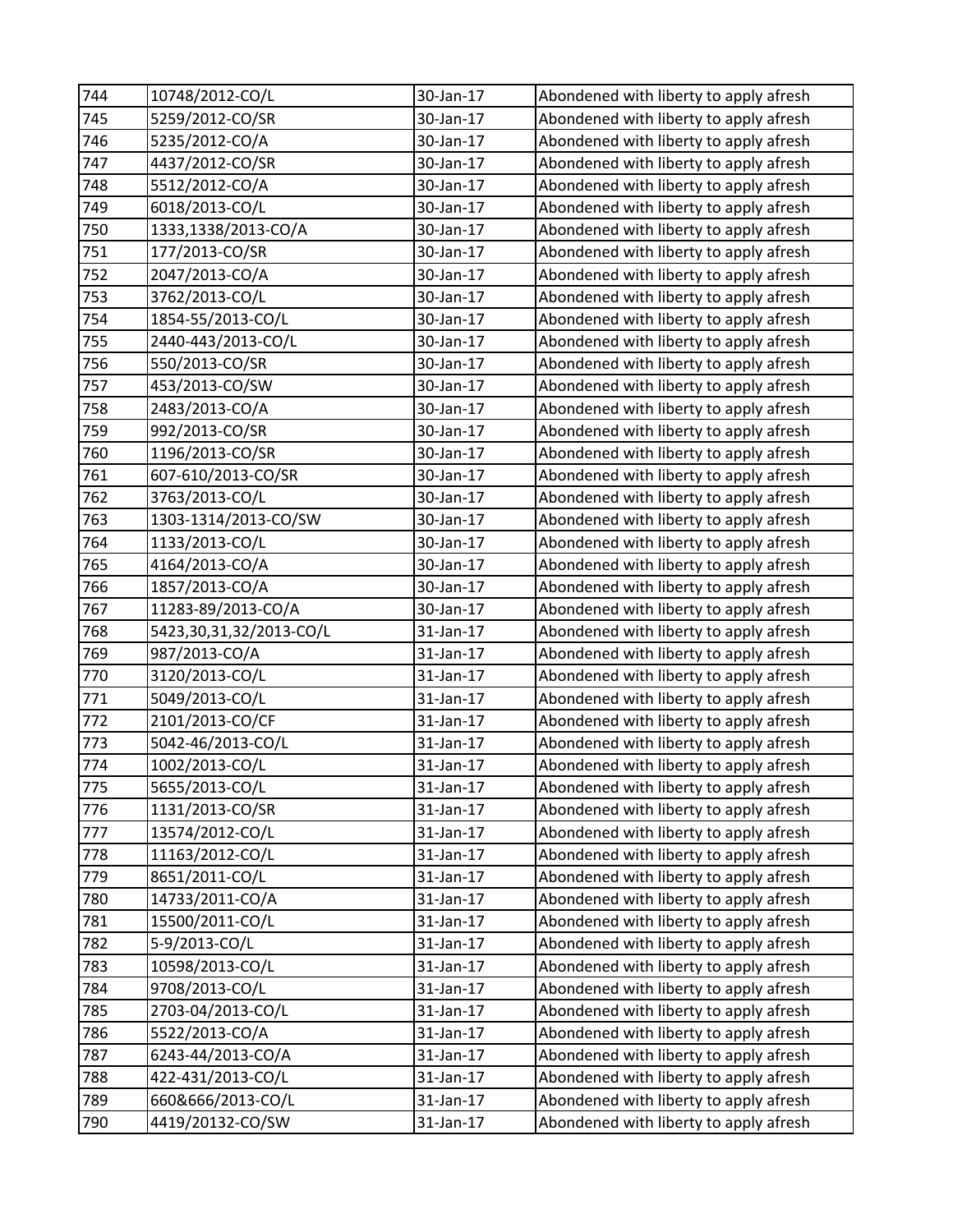| 744 | 10748/2012-CO/L | 30-Jan-17 | Abondened with liberty to apply afresh |
|---|---|---|---|
| 745 | 5259/2012-CO/SR | 30-Jan-17 | Abondened with liberty to apply afresh |
| 746 | 5235/2012-CO/A | 30-Jan-17 | Abondened with liberty to apply afresh |
| 747 | 4437/2012-CO/SR | 30-Jan-17 | Abondened with liberty to apply afresh |
| 748 | 5512/2012-CO/A | 30-Jan-17 | Abondened with liberty to apply afresh |
| 749 | 6018/2013-CO/L | 30-Jan-17 | Abondened with liberty to apply afresh |
| 750 | 1333,1338/2013-CO/A | 30-Jan-17 | Abondened with liberty to apply afresh |
| 751 | 177/2013-CO/SR | 30-Jan-17 | Abondened with liberty to apply afresh |
| 752 | 2047/2013-CO/A | 30-Jan-17 | Abondened with liberty to apply afresh |
| 753 | 3762/2013-CO/L | 30-Jan-17 | Abondened with liberty to apply afresh |
| 754 | 1854-55/2013-CO/L | 30-Jan-17 | Abondened with liberty to apply afresh |
| 755 | 2440-443/2013-CO/L | 30-Jan-17 | Abondened with liberty to apply afresh |
| 756 | 550/2013-CO/SR | 30-Jan-17 | Abondened with liberty to apply afresh |
| 757 | 453/2013-CO/SW | 30-Jan-17 | Abondened with liberty to apply afresh |
| 758 | 2483/2013-CO/A | 30-Jan-17 | Abondened with liberty to apply afresh |
| 759 | 992/2013-CO/SR | 30-Jan-17 | Abondened with liberty to apply afresh |
| 760 | 1196/2013-CO/SR | 30-Jan-17 | Abondened with liberty to apply afresh |
| 761 | 607-610/2013-CO/SR | 30-Jan-17 | Abondened with liberty to apply afresh |
| 762 | 3763/2013-CO/L | 30-Jan-17 | Abondened with liberty to apply afresh |
| 763 | 1303-1314/2013-CO/SW | 30-Jan-17 | Abondened with liberty to apply afresh |
| 764 | 1133/2013-CO/L | 30-Jan-17 | Abondened with liberty to apply afresh |
| 765 | 4164/2013-CO/A | 30-Jan-17 | Abondened with liberty to apply afresh |
| 766 | 1857/2013-CO/A | 30-Jan-17 | Abondened with liberty to apply afresh |
| 767 | 11283-89/2013-CO/A | 30-Jan-17 | Abondened with liberty to apply afresh |
| 768 | 5423,30,31,32/2013-CO/L | 31-Jan-17 | Abondened with liberty to apply afresh |
| 769 | 987/2013-CO/A | 31-Jan-17 | Abondened with liberty to apply afresh |
| 770 | 3120/2013-CO/L | 31-Jan-17 | Abondened with liberty to apply afresh |
| 771 | 5049/2013-CO/L | 31-Jan-17 | Abondened with liberty to apply afresh |
| 772 | 2101/2013-CO/CF | 31-Jan-17 | Abondened with liberty to apply afresh |
| 773 | 5042-46/2013-CO/L | 31-Jan-17 | Abondened with liberty to apply afresh |
| 774 | 1002/2013-CO/L | 31-Jan-17 | Abondened with liberty to apply afresh |
| 775 | 5655/2013-CO/L | 31-Jan-17 | Abondened with liberty to apply afresh |
| 776 | 1131/2013-CO/SR | 31-Jan-17 | Abondened with liberty to apply afresh |
| 777 | 13574/2012-CO/L | 31-Jan-17 | Abondened with liberty to apply afresh |
| 778 | 11163/2012-CO/L | 31-Jan-17 | Abondened with liberty to apply afresh |
| 779 | 8651/2011-CO/L | 31-Jan-17 | Abondened with liberty to apply afresh |
| 780 | 14733/2011-CO/A | 31-Jan-17 | Abondened with liberty to apply afresh |
| 781 | 15500/2011-CO/L | 31-Jan-17 | Abondened with liberty to apply afresh |
| 782 | 5-9/2013-CO/L | 31-Jan-17 | Abondened with liberty to apply afresh |
| 783 | 10598/2013-CO/L | 31-Jan-17 | Abondened with liberty to apply afresh |
| 784 | 9708/2013-CO/L | 31-Jan-17 | Abondened with liberty to apply afresh |
| 785 | 2703-04/2013-CO/L | 31-Jan-17 | Abondened with liberty to apply afresh |
| 786 | 5522/2013-CO/A | 31-Jan-17 | Abondened with liberty to apply afresh |
| 787 | 6243-44/2013-CO/A | 31-Jan-17 | Abondened with liberty to apply afresh |
| 788 | 422-431/2013-CO/L | 31-Jan-17 | Abondened with liberty to apply afresh |
| 789 | 660&666/2013-CO/L | 31-Jan-17 | Abondened with liberty to apply afresh |
| 790 | 4419/20132-CO/SW | 31-Jan-17 | Abondened with liberty to apply afresh |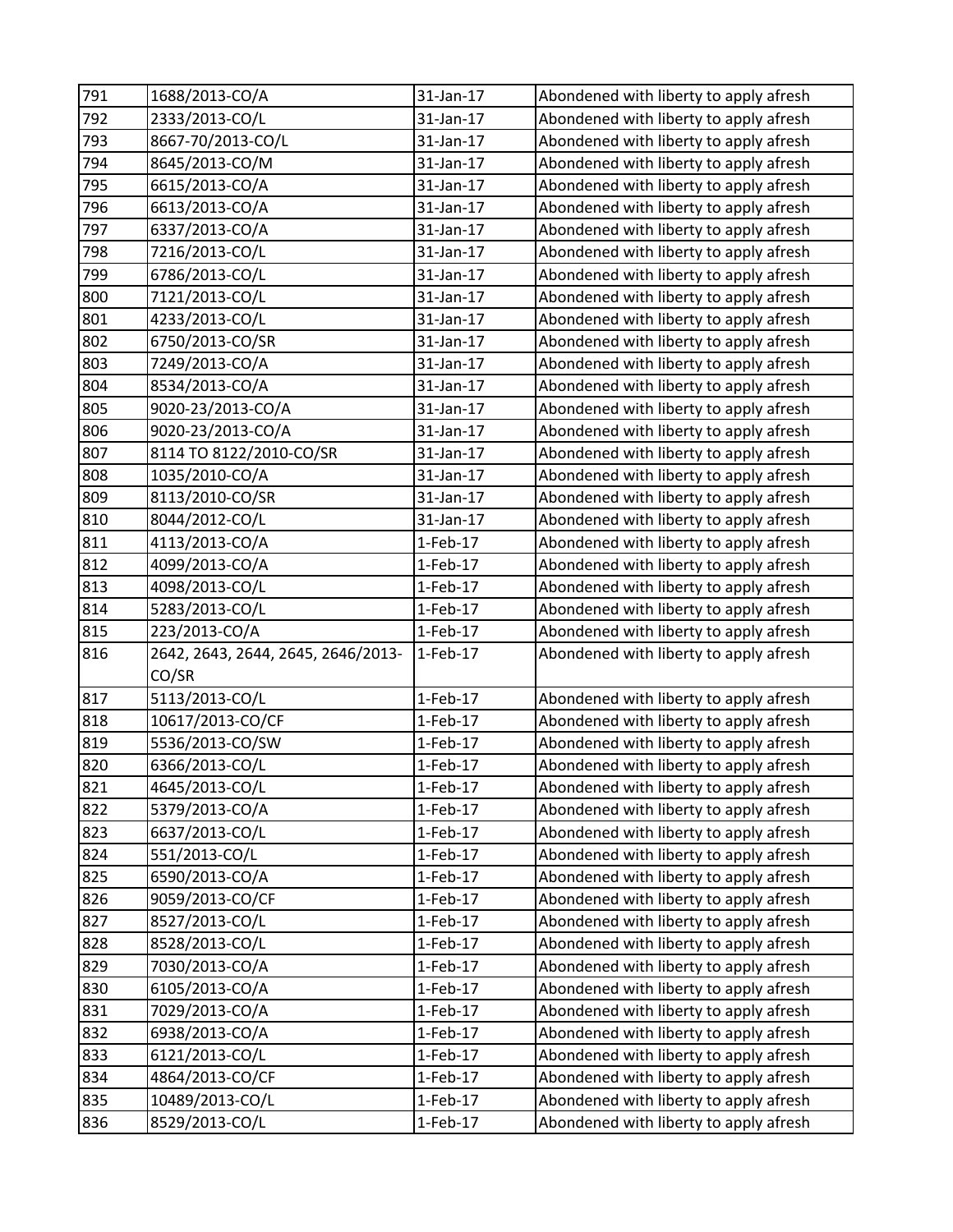| 791 | 1688/2013-CO/A | 31-Jan-17 | Abondened with liberty to apply afresh |
|---|---|---|---|
| 792 | 2333/2013-CO/L | 31-Jan-17 | Abondened with liberty to apply afresh |
| 793 | 8667-70/2013-CO/L | 31-Jan-17 | Abondened with liberty to apply afresh |
| 794 | 8645/2013-CO/M | 31-Jan-17 | Abondened with liberty to apply afresh |
| 795 | 6615/2013-CO/A | 31-Jan-17 | Abondened with liberty to apply afresh |
| 796 | 6613/2013-CO/A | 31-Jan-17 | Abondened with liberty to apply afresh |
| 797 | 6337/2013-CO/A | 31-Jan-17 | Abondened with liberty to apply afresh |
| 798 | 7216/2013-CO/L | 31-Jan-17 | Abondened with liberty to apply afresh |
| 799 | 6786/2013-CO/L | 31-Jan-17 | Abondened with liberty to apply afresh |
| 800 | 7121/2013-CO/L | 31-Jan-17 | Abondened with liberty to apply afresh |
| 801 | 4233/2013-CO/L | 31-Jan-17 | Abondened with liberty to apply afresh |
| 802 | 6750/2013-CO/SR | 31-Jan-17 | Abondened with liberty to apply afresh |
| 803 | 7249/2013-CO/A | 31-Jan-17 | Abondened with liberty to apply afresh |
| 804 | 8534/2013-CO/A | 31-Jan-17 | Abondened with liberty to apply afresh |
| 805 | 9020-23/2013-CO/A | 31-Jan-17 | Abondened with liberty to apply afresh |
| 806 | 9020-23/2013-CO/A | 31-Jan-17 | Abondened with liberty to apply afresh |
| 807 | 8114 TO 8122/2010-CO/SR | 31-Jan-17 | Abondened with liberty to apply afresh |
| 808 | 1035/2010-CO/A | 31-Jan-17 | Abondened with liberty to apply afresh |
| 809 | 8113/2010-CO/SR | 31-Jan-17 | Abondened with liberty to apply afresh |
| 810 | 8044/2012-CO/L | 31-Jan-17 | Abondened with liberty to apply afresh |
| 811 | 4113/2013-CO/A | 1-Feb-17 | Abondened with liberty to apply afresh |
| 812 | 4099/2013-CO/A | 1-Feb-17 | Abondened with liberty to apply afresh |
| 813 | 4098/2013-CO/L | 1-Feb-17 | Abondened with liberty to apply afresh |
| 814 | 5283/2013-CO/L | 1-Feb-17 | Abondened with liberty to apply afresh |
| 815 | 223/2013-CO/A | 1-Feb-17 | Abondened with liberty to apply afresh |
| 816 | 2642, 2643, 2644, 2645, 2646/2013-CO/SR | 1-Feb-17 | Abondened with liberty to apply afresh |
| 817 | 5113/2013-CO/L | 1-Feb-17 | Abondened with liberty to apply afresh |
| 818 | 10617/2013-CO/CF | 1-Feb-17 | Abondened with liberty to apply afresh |
| 819 | 5536/2013-CO/SW | 1-Feb-17 | Abondened with liberty to apply afresh |
| 820 | 6366/2013-CO/L | 1-Feb-17 | Abondened with liberty to apply afresh |
| 821 | 4645/2013-CO/L | 1-Feb-17 | Abondened with liberty to apply afresh |
| 822 | 5379/2013-CO/A | 1-Feb-17 | Abondened with liberty to apply afresh |
| 823 | 6637/2013-CO/L | 1-Feb-17 | Abondened with liberty to apply afresh |
| 824 | 551/2013-CO/L | 1-Feb-17 | Abondened with liberty to apply afresh |
| 825 | 6590/2013-CO/A | 1-Feb-17 | Abondened with liberty to apply afresh |
| 826 | 9059/2013-CO/CF | 1-Feb-17 | Abondened with liberty to apply afresh |
| 827 | 8527/2013-CO/L | 1-Feb-17 | Abondened with liberty to apply afresh |
| 828 | 8528/2013-CO/L | 1-Feb-17 | Abondened with liberty to apply afresh |
| 829 | 7030/2013-CO/A | 1-Feb-17 | Abondened with liberty to apply afresh |
| 830 | 6105/2013-CO/A | 1-Feb-17 | Abondened with liberty to apply afresh |
| 831 | 7029/2013-CO/A | 1-Feb-17 | Abondened with liberty to apply afresh |
| 832 | 6938/2013-CO/A | 1-Feb-17 | Abondened with liberty to apply afresh |
| 833 | 6121/2013-CO/L | 1-Feb-17 | Abondened with liberty to apply afresh |
| 834 | 4864/2013-CO/CF | 1-Feb-17 | Abondened with liberty to apply afresh |
| 835 | 10489/2013-CO/L | 1-Feb-17 | Abondened with liberty to apply afresh |
| 836 | 8529/2013-CO/L | 1-Feb-17 | Abondened with liberty to apply afresh |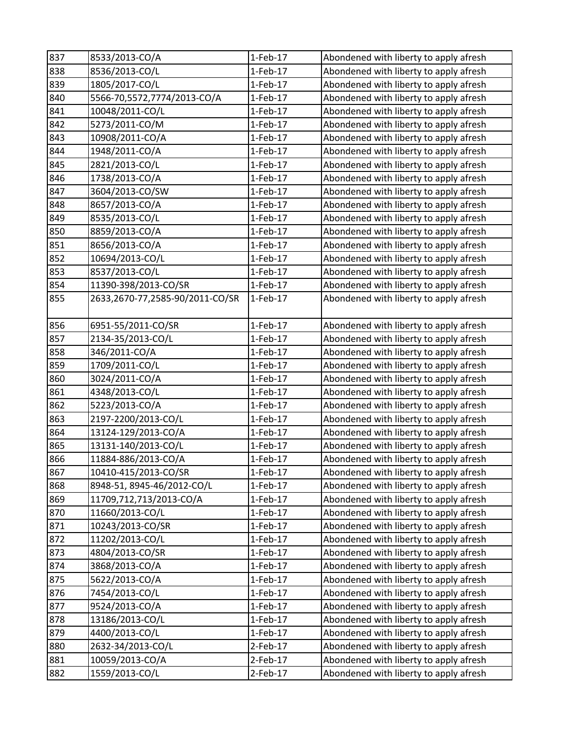| 837 | 8533/2013-CO/A | 1-Feb-17 | Abondened with liberty to apply afresh |
|---|---|---|---|
| 838 | 8536/2013-CO/L | 1-Feb-17 | Abondened with liberty to apply afresh |
| 839 | 1805/2017-CO/L | 1-Feb-17 | Abondened with liberty to apply afresh |
| 840 | 5566-70,5572,7774/2013-CO/A | 1-Feb-17 | Abondened with liberty to apply afresh |
| 841 | 10048/2011-CO/L | 1-Feb-17 | Abondened with liberty to apply afresh |
| 842 | 5273/2011-CO/M | 1-Feb-17 | Abondened with liberty to apply afresh |
| 843 | 10908/2011-CO/A | 1-Feb-17 | Abondened with liberty to apply afresh |
| 844 | 1948/2011-CO/A | 1-Feb-17 | Abondened with liberty to apply afresh |
| 845 | 2821/2013-CO/L | 1-Feb-17 | Abondened with liberty to apply afresh |
| 846 | 1738/2013-CO/A | 1-Feb-17 | Abondened with liberty to apply afresh |
| 847 | 3604/2013-CO/SW | 1-Feb-17 | Abondened with liberty to apply afresh |
| 848 | 8657/2013-CO/A | 1-Feb-17 | Abondened with liberty to apply afresh |
| 849 | 8535/2013-CO/L | 1-Feb-17 | Abondened with liberty to apply afresh |
| 850 | 8859/2013-CO/A | 1-Feb-17 | Abondened with liberty to apply afresh |
| 851 | 8656/2013-CO/A | 1-Feb-17 | Abondened with liberty to apply afresh |
| 852 | 10694/2013-CO/L | 1-Feb-17 | Abondened with liberty to apply afresh |
| 853 | 8537/2013-CO/L | 1-Feb-17 | Abondened with liberty to apply afresh |
| 854 | 11390-398/2013-CO/SR | 1-Feb-17 | Abondened with liberty to apply afresh |
| 855 | 2633,2670-77,2585-90/2011-CO/SR | 1-Feb-17 | Abondened with liberty to apply afresh |
| 856 | 6951-55/2011-CO/SR | 1-Feb-17 | Abondened with liberty to apply afresh |
| 857 | 2134-35/2013-CO/L | 1-Feb-17 | Abondened with liberty to apply afresh |
| 858 | 346/2011-CO/A | 1-Feb-17 | Abondened with liberty to apply afresh |
| 859 | 1709/2011-CO/L | 1-Feb-17 | Abondened with liberty to apply afresh |
| 860 | 3024/2011-CO/A | 1-Feb-17 | Abondened with liberty to apply afresh |
| 861 | 4348/2013-CO/L | 1-Feb-17 | Abondened with liberty to apply afresh |
| 862 | 5223/2013-CO/A | 1-Feb-17 | Abondened with liberty to apply afresh |
| 863 | 2197-2200/2013-CO/L | 1-Feb-17 | Abondened with liberty to apply afresh |
| 864 | 13124-129/2013-CO/A | 1-Feb-17 | Abondened with liberty to apply afresh |
| 865 | 13131-140/2013-CO/L | 1-Feb-17 | Abondened with liberty to apply afresh |
| 866 | 11884-886/2013-CO/A | 1-Feb-17 | Abondened with liberty to apply afresh |
| 867 | 10410-415/2013-CO/SR | 1-Feb-17 | Abondened with liberty to apply afresh |
| 868 | 8948-51, 8945-46/2012-CO/L | 1-Feb-17 | Abondened with liberty to apply afresh |
| 869 | 11709,712,713/2013-CO/A | 1-Feb-17 | Abondened with liberty to apply afresh |
| 870 | 11660/2013-CO/L | 1-Feb-17 | Abondened with liberty to apply afresh |
| 871 | 10243/2013-CO/SR | 1-Feb-17 | Abondened with liberty to apply afresh |
| 872 | 11202/2013-CO/L | 1-Feb-17 | Abondened with liberty to apply afresh |
| 873 | 4804/2013-CO/SR | 1-Feb-17 | Abondened with liberty to apply afresh |
| 874 | 3868/2013-CO/A | 1-Feb-17 | Abondened with liberty to apply afresh |
| 875 | 5622/2013-CO/A | 1-Feb-17 | Abondened with liberty to apply afresh |
| 876 | 7454/2013-CO/L | 1-Feb-17 | Abondened with liberty to apply afresh |
| 877 | 9524/2013-CO/A | 1-Feb-17 | Abondened with liberty to apply afresh |
| 878 | 13186/2013-CO/L | 1-Feb-17 | Abondened with liberty to apply afresh |
| 879 | 4400/2013-CO/L | 1-Feb-17 | Abondened with liberty to apply afresh |
| 880 | 2632-34/2013-CO/L | 2-Feb-17 | Abondened with liberty to apply afresh |
| 881 | 10059/2013-CO/A | 2-Feb-17 | Abondened with liberty to apply afresh |
| 882 | 1559/2013-CO/L | 2-Feb-17 | Abondened with liberty to apply afresh |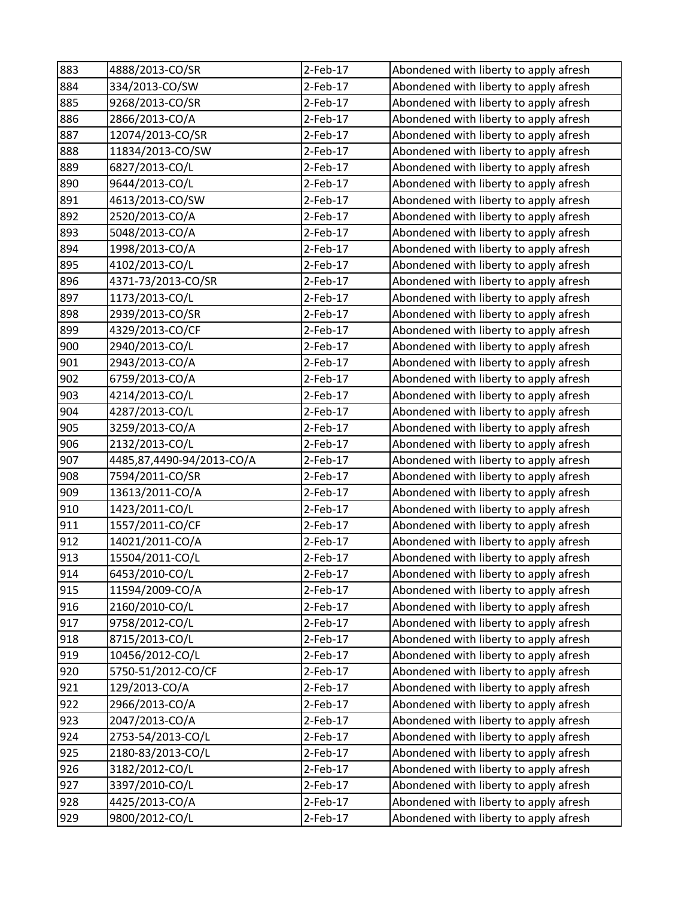| 883 | 4888/2013-CO/SR | 2-Feb-17 | Abondened with liberty to apply afresh |
|---|---|---|---|
| 884 | 334/2013-CO/SW | 2-Feb-17 | Abondened with liberty to apply afresh |
| 885 | 9268/2013-CO/SR | 2-Feb-17 | Abondened with liberty to apply afresh |
| 886 | 2866/2013-CO/A | 2-Feb-17 | Abondened with liberty to apply afresh |
| 887 | 12074/2013-CO/SR | 2-Feb-17 | Abondened with liberty to apply afresh |
| 888 | 11834/2013-CO/SW | 2-Feb-17 | Abondened with liberty to apply afresh |
| 889 | 6827/2013-CO/L | 2-Feb-17 | Abondened with liberty to apply afresh |
| 890 | 9644/2013-CO/L | 2-Feb-17 | Abondened with liberty to apply afresh |
| 891 | 4613/2013-CO/SW | 2-Feb-17 | Abondened with liberty to apply afresh |
| 892 | 2520/2013-CO/A | 2-Feb-17 | Abondened with liberty to apply afresh |
| 893 | 5048/2013-CO/A | 2-Feb-17 | Abondened with liberty to apply afresh |
| 894 | 1998/2013-CO/A | 2-Feb-17 | Abondened with liberty to apply afresh |
| 895 | 4102/2013-CO/L | 2-Feb-17 | Abondened with liberty to apply afresh |
| 896 | 4371-73/2013-CO/SR | 2-Feb-17 | Abondened with liberty to apply afresh |
| 897 | 1173/2013-CO/L | 2-Feb-17 | Abondened with liberty to apply afresh |
| 898 | 2939/2013-CO/SR | 2-Feb-17 | Abondened with liberty to apply afresh |
| 899 | 4329/2013-CO/CF | 2-Feb-17 | Abondened with liberty to apply afresh |
| 900 | 2940/2013-CO/L | 2-Feb-17 | Abondened with liberty to apply afresh |
| 901 | 2943/2013-CO/A | 2-Feb-17 | Abondened with liberty to apply afresh |
| 902 | 6759/2013-CO/A | 2-Feb-17 | Abondened with liberty to apply afresh |
| 903 | 4214/2013-CO/L | 2-Feb-17 | Abondened with liberty to apply afresh |
| 904 | 4287/2013-CO/L | 2-Feb-17 | Abondened with liberty to apply afresh |
| 905 | 3259/2013-CO/A | 2-Feb-17 | Abondened with liberty to apply afresh |
| 906 | 2132/2013-CO/L | 2-Feb-17 | Abondened with liberty to apply afresh |
| 907 | 4485,87,4490-94/2013-CO/A | 2-Feb-17 | Abondened with liberty to apply afresh |
| 908 | 7594/2011-CO/SR | 2-Feb-17 | Abondened with liberty to apply afresh |
| 909 | 13613/2011-CO/A | 2-Feb-17 | Abondened with liberty to apply afresh |
| 910 | 1423/2011-CO/L | 2-Feb-17 | Abondened with liberty to apply afresh |
| 911 | 1557/2011-CO/CF | 2-Feb-17 | Abondened with liberty to apply afresh |
| 912 | 14021/2011-CO/A | 2-Feb-17 | Abondened with liberty to apply afresh |
| 913 | 15504/2011-CO/L | 2-Feb-17 | Abondened with liberty to apply afresh |
| 914 | 6453/2010-CO/L | 2-Feb-17 | Abondened with liberty to apply afresh |
| 915 | 11594/2009-CO/A | 2-Feb-17 | Abondened with liberty to apply afresh |
| 916 | 2160/2010-CO/L | 2-Feb-17 | Abondened with liberty to apply afresh |
| 917 | 9758/2012-CO/L | 2-Feb-17 | Abondened with liberty to apply afresh |
| 918 | 8715/2013-CO/L | 2-Feb-17 | Abondened with liberty to apply afresh |
| 919 | 10456/2012-CO/L | 2-Feb-17 | Abondened with liberty to apply afresh |
| 920 | 5750-51/2012-CO/CF | 2-Feb-17 | Abondened with liberty to apply afresh |
| 921 | 129/2013-CO/A | 2-Feb-17 | Abondened with liberty to apply afresh |
| 922 | 2966/2013-CO/A | 2-Feb-17 | Abondened with liberty to apply afresh |
| 923 | 2047/2013-CO/A | 2-Feb-17 | Abondened with liberty to apply afresh |
| 924 | 2753-54/2013-CO/L | 2-Feb-17 | Abondened with liberty to apply afresh |
| 925 | 2180-83/2013-CO/L | 2-Feb-17 | Abondened with liberty to apply afresh |
| 926 | 3182/2012-CO/L | 2-Feb-17 | Abondened with liberty to apply afresh |
| 927 | 3397/2010-CO/L | 2-Feb-17 | Abondened with liberty to apply afresh |
| 928 | 4425/2013-CO/A | 2-Feb-17 | Abondened with liberty to apply afresh |
| 929 | 9800/2012-CO/L | 2-Feb-17 | Abondened with liberty to apply afresh |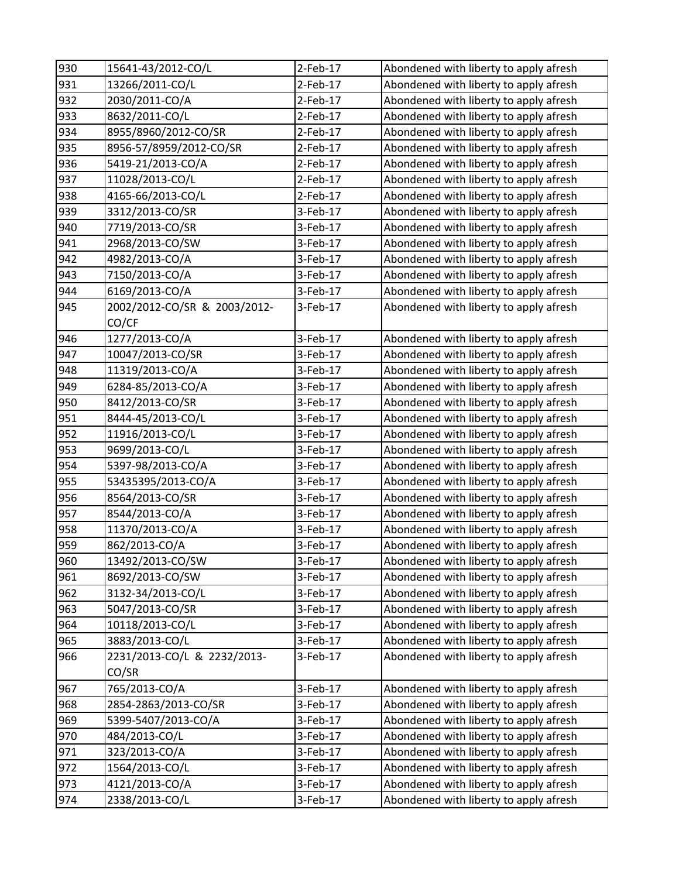| 930 | 15641-43/2012-CO/L | 2-Feb-17 | Abondened with liberty to apply afresh |
|---|---|---|---|
| 931 | 13266/2011-CO/L | 2-Feb-17 | Abondened with liberty to apply afresh |
| 932 | 2030/2011-CO/A | 2-Feb-17 | Abondened with liberty to apply afresh |
| 933 | 8632/2011-CO/L | 2-Feb-17 | Abondened with liberty to apply afresh |
| 934 | 8955/8960/2012-CO/SR | 2-Feb-17 | Abondened with liberty to apply afresh |
| 935 | 8956-57/8959/2012-CO/SR | 2-Feb-17 | Abondened with liberty to apply afresh |
| 936 | 5419-21/2013-CO/A | 2-Feb-17 | Abondened with liberty to apply afresh |
| 937 | 11028/2013-CO/L | 2-Feb-17 | Abondened with liberty to apply afresh |
| 938 | 4165-66/2013-CO/L | 2-Feb-17 | Abondened with liberty to apply afresh |
| 939 | 3312/2013-CO/SR | 3-Feb-17 | Abondened with liberty to apply afresh |
| 940 | 7719/2013-CO/SR | 3-Feb-17 | Abondened with liberty to apply afresh |
| 941 | 2968/2013-CO/SW | 3-Feb-17 | Abondened with liberty to apply afresh |
| 942 | 4982/2013-CO/A | 3-Feb-17 | Abondened with liberty to apply afresh |
| 943 | 7150/2013-CO/A | 3-Feb-17 | Abondened with liberty to apply afresh |
| 944 | 6169/2013-CO/A | 3-Feb-17 | Abondened with liberty to apply afresh |
| 945 | 2002/2012-CO/SR & 2003/2012-CO/CF | 3-Feb-17 | Abondened with liberty to apply afresh |
| 946 | 1277/2013-CO/A | 3-Feb-17 | Abondened with liberty to apply afresh |
| 947 | 10047/2013-CO/SR | 3-Feb-17 | Abondened with liberty to apply afresh |
| 948 | 11319/2013-CO/A | 3-Feb-17 | Abondened with liberty to apply afresh |
| 949 | 6284-85/2013-CO/A | 3-Feb-17 | Abondened with liberty to apply afresh |
| 950 | 8412/2013-CO/SR | 3-Feb-17 | Abondened with liberty to apply afresh |
| 951 | 8444-45/2013-CO/L | 3-Feb-17 | Abondened with liberty to apply afresh |
| 952 | 11916/2013-CO/L | 3-Feb-17 | Abondened with liberty to apply afresh |
| 953 | 9699/2013-CO/L | 3-Feb-17 | Abondened with liberty to apply afresh |
| 954 | 5397-98/2013-CO/A | 3-Feb-17 | Abondened with liberty to apply afresh |
| 955 | 53435395/2013-CO/A | 3-Feb-17 | Abondened with liberty to apply afresh |
| 956 | 8564/2013-CO/SR | 3-Feb-17 | Abondened with liberty to apply afresh |
| 957 | 8544/2013-CO/A | 3-Feb-17 | Abondened with liberty to apply afresh |
| 958 | 11370/2013-CO/A | 3-Feb-17 | Abondened with liberty to apply afresh |
| 959 | 862/2013-CO/A | 3-Feb-17 | Abondened with liberty to apply afresh |
| 960 | 13492/2013-CO/SW | 3-Feb-17 | Abondened with liberty to apply afresh |
| 961 | 8692/2013-CO/SW | 3-Feb-17 | Abondened with liberty to apply afresh |
| 962 | 3132-34/2013-CO/L | 3-Feb-17 | Abondened with liberty to apply afresh |
| 963 | 5047/2013-CO/SR | 3-Feb-17 | Abondened with liberty to apply afresh |
| 964 | 10118/2013-CO/L | 3-Feb-17 | Abondened with liberty to apply afresh |
| 965 | 3883/2013-CO/L | 3-Feb-17 | Abondened with liberty to apply afresh |
| 966 | 2231/2013-CO/L & 2232/2013-CO/SR | 3-Feb-17 | Abondened with liberty to apply afresh |
| 967 | 765/2013-CO/A | 3-Feb-17 | Abondened with liberty to apply afresh |
| 968 | 2854-2863/2013-CO/SR | 3-Feb-17 | Abondened with liberty to apply afresh |
| 969 | 5399-5407/2013-CO/A | 3-Feb-17 | Abondened with liberty to apply afresh |
| 970 | 484/2013-CO/L | 3-Feb-17 | Abondened with liberty to apply afresh |
| 971 | 323/2013-CO/A | 3-Feb-17 | Abondened with liberty to apply afresh |
| 972 | 1564/2013-CO/L | 3-Feb-17 | Abondened with liberty to apply afresh |
| 973 | 4121/2013-CO/A | 3-Feb-17 | Abondened with liberty to apply afresh |
| 974 | 2338/2013-CO/L | 3-Feb-17 | Abondened with liberty to apply afresh |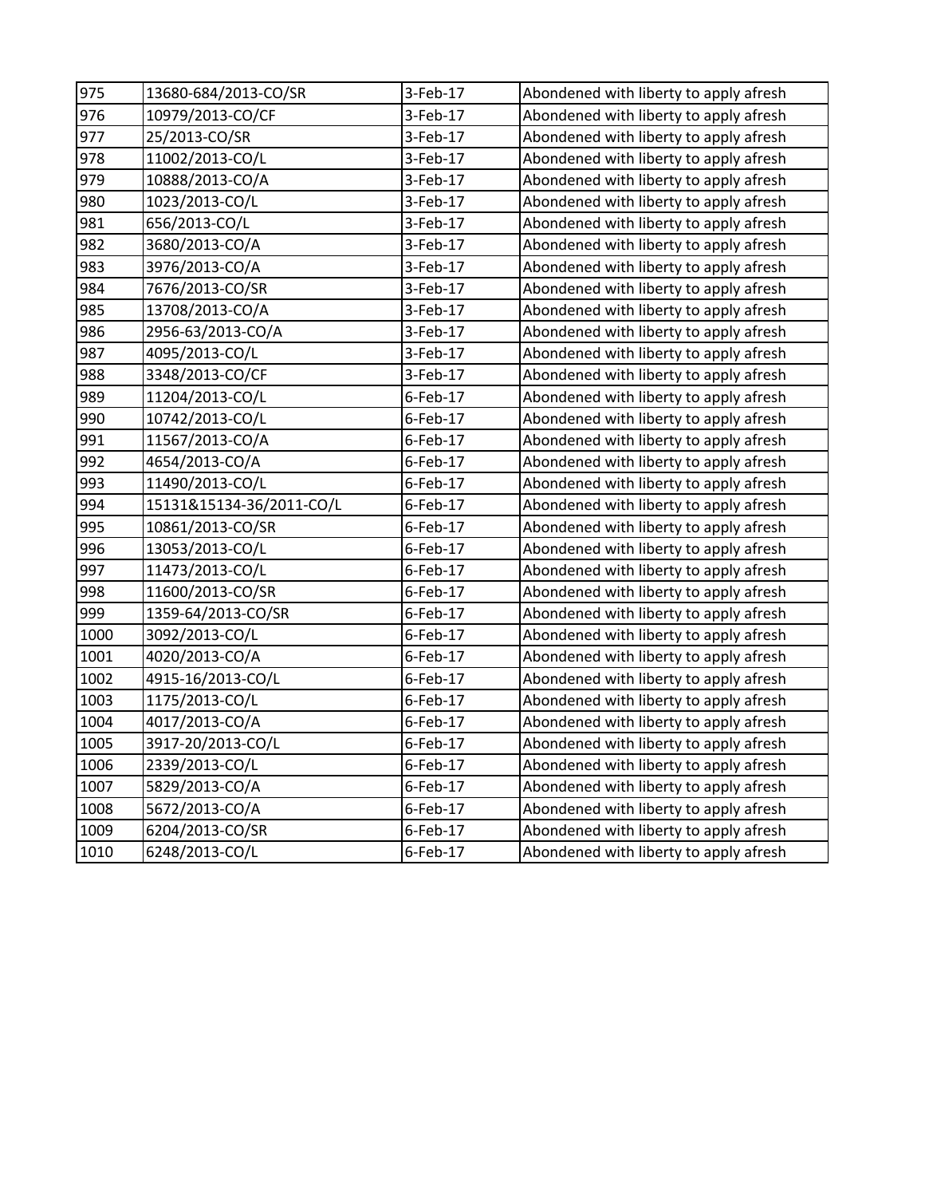| | | | |
|---|---|---|---|
| 975 | 13680-684/2013-CO/SR | 3-Feb-17 | Abondened with liberty to apply afresh |
| 976 | 10979/2013-CO/CF | 3-Feb-17 | Abondened with liberty to apply afresh |
| 977 | 25/2013-CO/SR | 3-Feb-17 | Abondened with liberty to apply afresh |
| 978 | 11002/2013-CO/L | 3-Feb-17 | Abondened with liberty to apply afresh |
| 979 | 10888/2013-CO/A | 3-Feb-17 | Abondened with liberty to apply afresh |
| 980 | 1023/2013-CO/L | 3-Feb-17 | Abondened with liberty to apply afresh |
| 981 | 656/2013-CO/L | 3-Feb-17 | Abondened with liberty to apply afresh |
| 982 | 3680/2013-CO/A | 3-Feb-17 | Abondened with liberty to apply afresh |
| 983 | 3976/2013-CO/A | 3-Feb-17 | Abondened with liberty to apply afresh |
| 984 | 7676/2013-CO/SR | 3-Feb-17 | Abondened with liberty to apply afresh |
| 985 | 13708/2013-CO/A | 3-Feb-17 | Abondened with liberty to apply afresh |
| 986 | 2956-63/2013-CO/A | 3-Feb-17 | Abondened with liberty to apply afresh |
| 987 | 4095/2013-CO/L | 3-Feb-17 | Abondened with liberty to apply afresh |
| 988 | 3348/2013-CO/CF | 3-Feb-17 | Abondened with liberty to apply afresh |
| 989 | 11204/2013-CO/L | 6-Feb-17 | Abondened with liberty to apply afresh |
| 990 | 10742/2013-CO/L | 6-Feb-17 | Abondened with liberty to apply afresh |
| 991 | 11567/2013-CO/A | 6-Feb-17 | Abondened with liberty to apply afresh |
| 992 | 4654/2013-CO/A | 6-Feb-17 | Abondened with liberty to apply afresh |
| 993 | 11490/2013-CO/L | 6-Feb-17 | Abondened with liberty to apply afresh |
| 994 | 15131&15134-36/2011-CO/L | 6-Feb-17 | Abondened with liberty to apply afresh |
| 995 | 10861/2013-CO/SR | 6-Feb-17 | Abondened with liberty to apply afresh |
| 996 | 13053/2013-CO/L | 6-Feb-17 | Abondened with liberty to apply afresh |
| 997 | 11473/2013-CO/L | 6-Feb-17 | Abondened with liberty to apply afresh |
| 998 | 11600/2013-CO/SR | 6-Feb-17 | Abondened with liberty to apply afresh |
| 999 | 1359-64/2013-CO/SR | 6-Feb-17 | Abondened with liberty to apply afresh |
| 1000 | 3092/2013-CO/L | 6-Feb-17 | Abondened with liberty to apply afresh |
| 1001 | 4020/2013-CO/A | 6-Feb-17 | Abondened with liberty to apply afresh |
| 1002 | 4915-16/2013-CO/L | 6-Feb-17 | Abondened with liberty to apply afresh |
| 1003 | 1175/2013-CO/L | 6-Feb-17 | Abondened with liberty to apply afresh |
| 1004 | 4017/2013-CO/A | 6-Feb-17 | Abondened with liberty to apply afresh |
| 1005 | 3917-20/2013-CO/L | 6-Feb-17 | Abondened with liberty to apply afresh |
| 1006 | 2339/2013-CO/L | 6-Feb-17 | Abondened with liberty to apply afresh |
| 1007 | 5829/2013-CO/A | 6-Feb-17 | Abondened with liberty to apply afresh |
| 1008 | 5672/2013-CO/A | 6-Feb-17 | Abondened with liberty to apply afresh |
| 1009 | 6204/2013-CO/SR | 6-Feb-17 | Abondened with liberty to apply afresh |
| 1010 | 6248/2013-CO/L | 6-Feb-17 | Abondened with liberty to apply afresh |